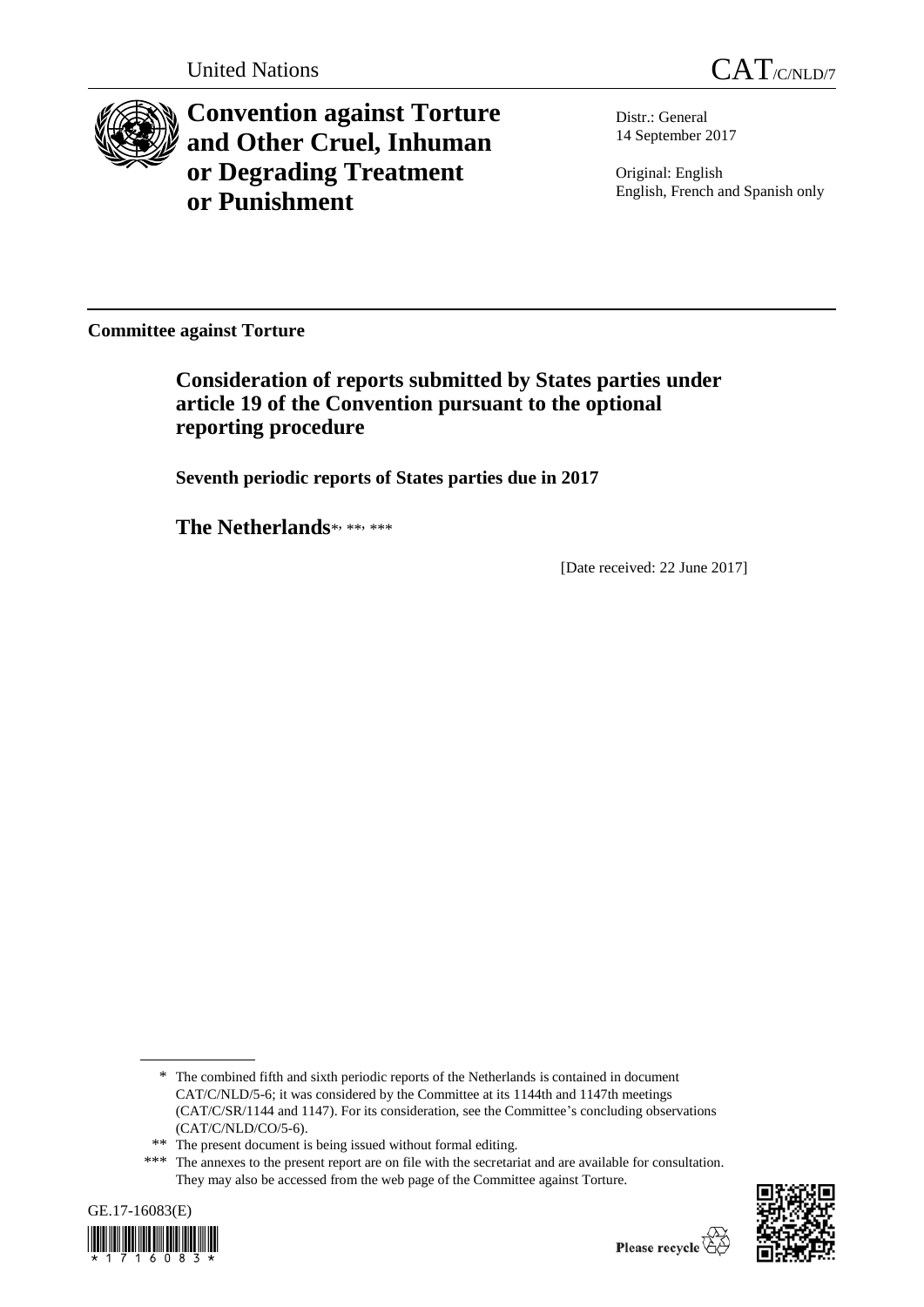United Nations

CAT/C/NLD/7

# Convention against Torture and Other Cruel, Inhuman or Degrading Treatment or Punishment

Distr.: General
14 September 2017

Original: English
English, French and Spanish only

**Committee against Torture**

## Consideration of reports submitted by States parties under article 19 of the Convention pursuant to the optional reporting procedure

**Seventh periodic reports of States parties due in 2017**

**The Netherlands**\*, \*\*, \*\*\*

[Date received: 22 June 2017]

\* The combined fifth and sixth periodic reports of the Netherlands is contained in document CAT/C/NLD/5-6; it was considered by the Committee at its 1144th and 1147th meetings (CAT/C/SR/1144 and 1147). For its consideration, see the Committee's concluding observations (CAT/C/NLD/CO/5-6).

\*\* The present document is being issued without formal editing.

\*\*\* The annexes to the present report are on file with the secretariat and are available for consultation. They may also be accessed from the web page of the Committee against Torture.

GE.17-16083(E)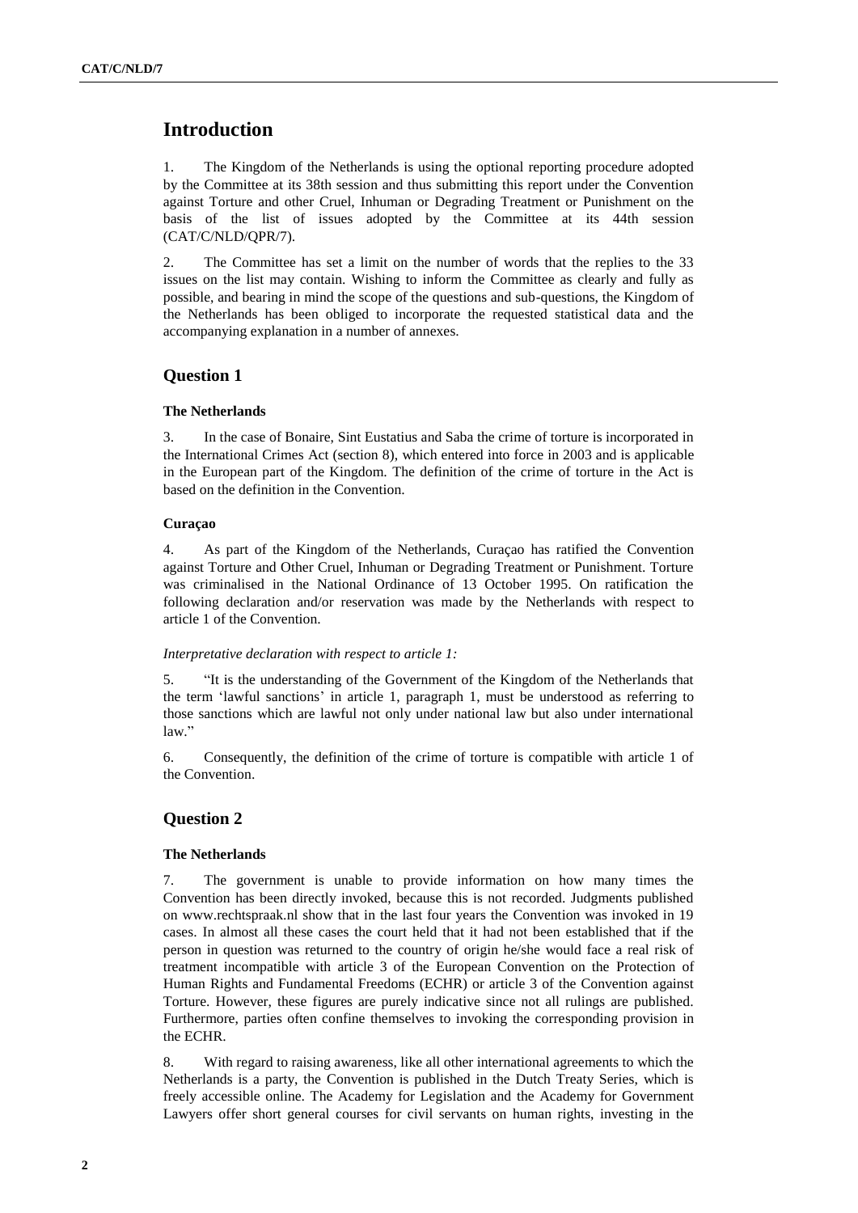# Introduction

1. The Kingdom of the Netherlands is using the optional reporting procedure adopted by the Committee at its 38th session and thus submitting this report under the Convention against Torture and other Cruel, Inhuman or Degrading Treatment or Punishment on the basis of the list of issues adopted by the Committee at its 44th session (CAT/C/NLD/QPR/7).

2. The Committee has set a limit on the number of words that the replies to the 33 issues on the list may contain. Wishing to inform the Committee as clearly and fully as possible, and bearing in mind the scope of the questions and sub-questions, the Kingdom of the Netherlands has been obliged to incorporate the requested statistical data and the accompanying explanation in a number of annexes.

## Question 1

### The Netherlands

3. In the case of Bonaire, Sint Eustatius and Saba the crime of torture is incorporated in the International Crimes Act (section 8), which entered into force in 2003 and is applicable in the European part of the Kingdom. The definition of the crime of torture in the Act is based on the definition in the Convention.

### Curaçao

4. As part of the Kingdom of the Netherlands, Curaçao has ratified the Convention against Torture and Other Cruel, Inhuman or Degrading Treatment or Punishment. Torture was criminalised in the National Ordinance of 13 October 1995. On ratification the following declaration and/or reservation was made by the Netherlands with respect to article 1 of the Convention.

*Interpretative declaration with respect to article 1:*

5. "It is the understanding of the Government of the Kingdom of the Netherlands that the term 'lawful sanctions' in article 1, paragraph 1, must be understood as referring to those sanctions which are lawful not only under national law but also under international law."

6. Consequently, the definition of the crime of torture is compatible with article 1 of the Convention.

## Question 2

### The Netherlands

7. The government is unable to provide information on how many times the Convention has been directly invoked, because this is not recorded. Judgments published on www.rechtspraak.nl show that in the last four years the Convention was invoked in 19 cases. In almost all these cases the court held that it had not been established that if the person in question was returned to the country of origin he/she would face a real risk of treatment incompatible with article 3 of the European Convention on the Protection of Human Rights and Fundamental Freedoms (ECHR) or article 3 of the Convention against Torture. However, these figures are purely indicative since not all rulings are published. Furthermore, parties often confine themselves to invoking the corresponding provision in the ECHR.

8. With regard to raising awareness, like all other international agreements to which the Netherlands is a party, the Convention is published in the Dutch Treaty Series, which is freely accessible online. The Academy for Legislation and the Academy for Government Lawyers offer short general courses for civil servants on human rights, investing in the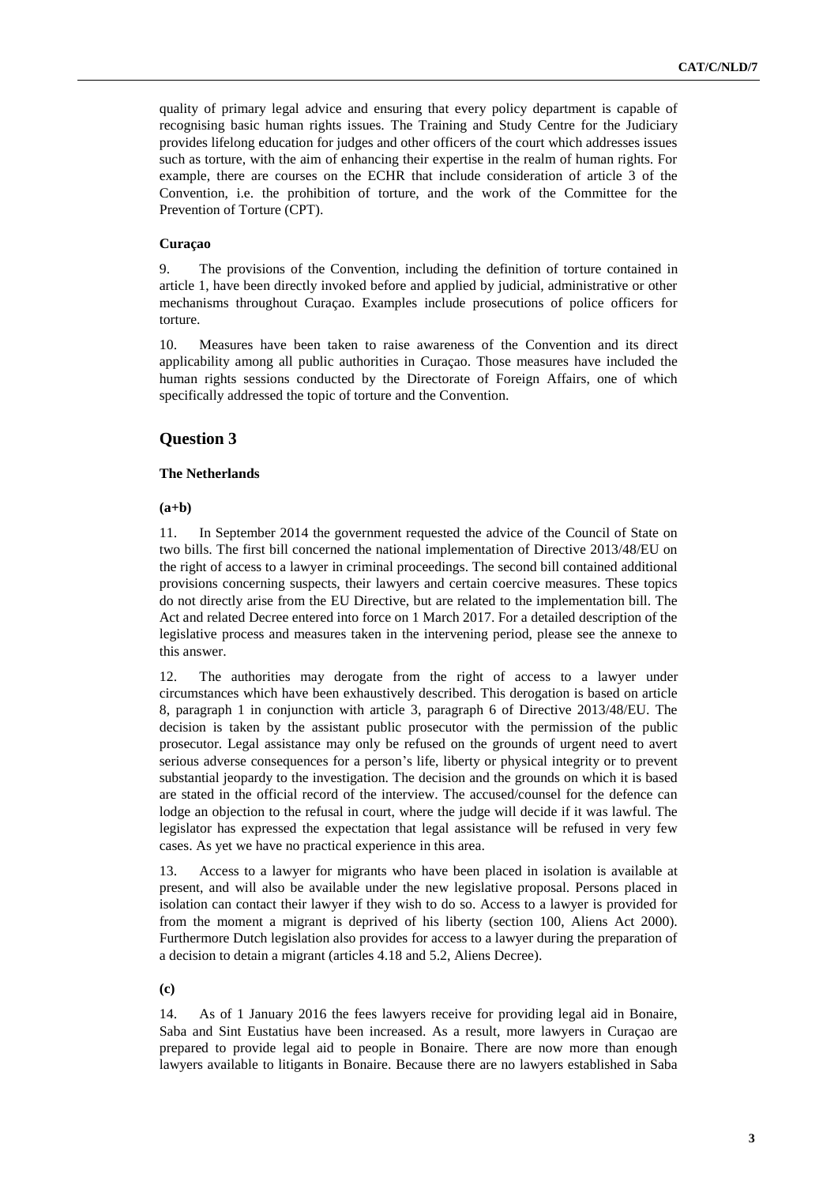quality of primary legal advice and ensuring that every policy department is capable of recognising basic human rights issues. The Training and Study Centre for the Judiciary provides lifelong education for judges and other officers of the court which addresses issues such as torture, with the aim of enhancing their expertise in the realm of human rights. For example, there are courses on the ECHR that include consideration of article 3 of the Convention, i.e. the prohibition of torture, and the work of the Committee for the Prevention of Torture (CPT).

**Curaçao**

9. The provisions of the Convention, including the definition of torture contained in article 1, have been directly invoked before and applied by judicial, administrative or other mechanisms throughout Curaçao. Examples include prosecutions of police officers for torture.

10. Measures have been taken to raise awareness of the Convention and its direct applicability among all public authorities in Curaçao. Those measures have included the human rights sessions conducted by the Directorate of Foreign Affairs, one of which specifically addressed the topic of torture and the Convention.

## Question 3

**The Netherlands**

**(a+b)**

11. In September 2014 the government requested the advice of the Council of State on two bills. The first bill concerned the national implementation of Directive 2013/48/EU on the right of access to a lawyer in criminal proceedings. The second bill contained additional provisions concerning suspects, their lawyers and certain coercive measures. These topics do not directly arise from the EU Directive, but are related to the implementation bill. The Act and related Decree entered into force on 1 March 2017. For a detailed description of the legislative process and measures taken in the intervening period, please see the annexe to this answer.

12. The authorities may derogate from the right of access to a lawyer under circumstances which have been exhaustively described. This derogation is based on article 8, paragraph 1 in conjunction with article 3, paragraph 6 of Directive 2013/48/EU. The decision is taken by the assistant public prosecutor with the permission of the public prosecutor. Legal assistance may only be refused on the grounds of urgent need to avert serious adverse consequences for a person's life, liberty or physical integrity or to prevent substantial jeopardy to the investigation. The decision and the grounds on which it is based are stated in the official record of the interview. The accused/counsel for the defence can lodge an objection to the refusal in court, where the judge will decide if it was lawful. The legislator has expressed the expectation that legal assistance will be refused in very few cases. As yet we have no practical experience in this area.

13. Access to a lawyer for migrants who have been placed in isolation is available at present, and will also be available under the new legislative proposal. Persons placed in isolation can contact their lawyer if they wish to do so. Access to a lawyer is provided for from the moment a migrant is deprived of his liberty (section 100, Aliens Act 2000). Furthermore Dutch legislation also provides for access to a lawyer during the preparation of a decision to detain a migrant (articles 4.18 and 5.2, Aliens Decree).

**(c)**

14. As of 1 January 2016 the fees lawyers receive for providing legal aid in Bonaire, Saba and Sint Eustatius have been increased. As a result, more lawyers in Curaçao are prepared to provide legal aid to people in Bonaire. There are now more than enough lawyers available to litigants in Bonaire. Because there are no lawyers established in Saba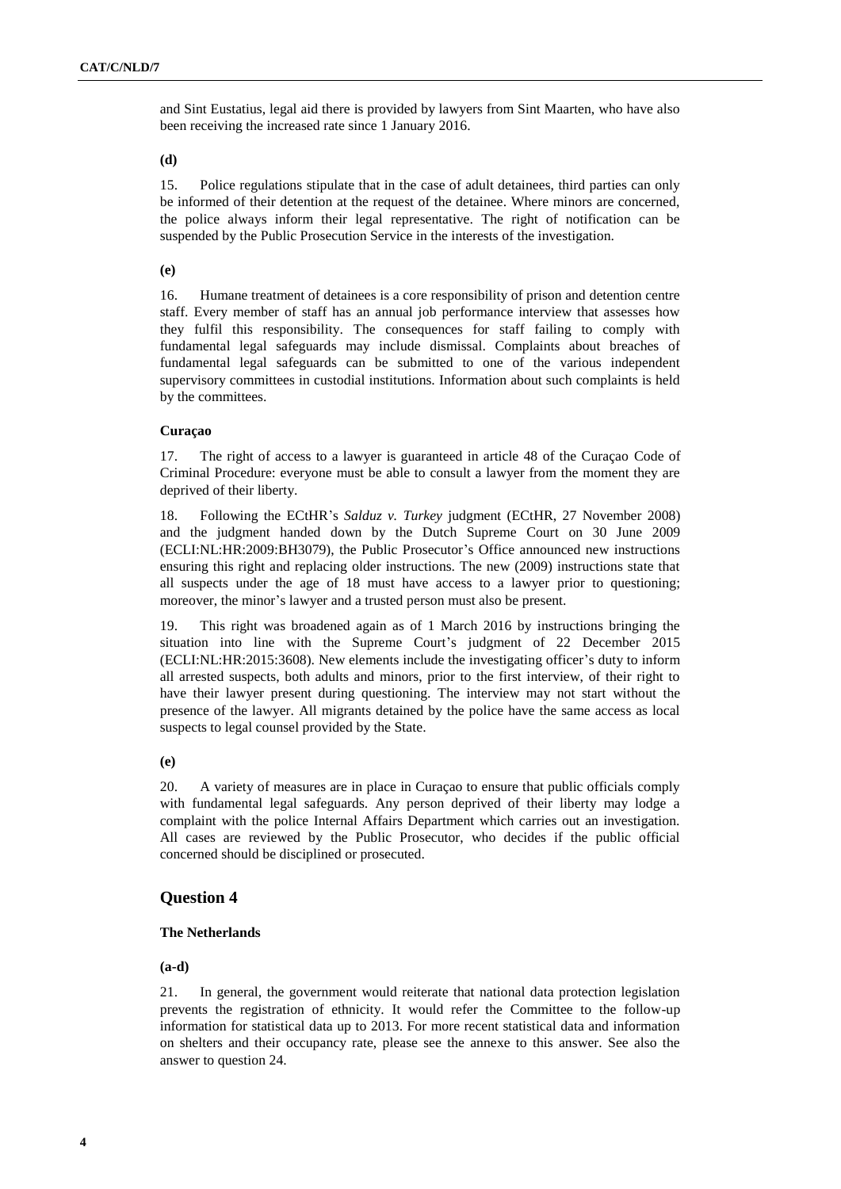and Sint Eustatius, legal aid there is provided by lawyers from Sint Maarten, who have also been receiving the increased rate since 1 January 2016.

**(d)**

15. Police regulations stipulate that in the case of adult detainees, third parties can only be informed of their detention at the request of the detainee. Where minors are concerned, the police always inform their legal representative. The right of notification can be suspended by the Public Prosecution Service in the interests of the investigation.

**(e)**

16. Humane treatment of detainees is a core responsibility of prison and detention centre staff. Every member of staff has an annual job performance interview that assesses how they fulfil this responsibility. The consequences for staff failing to comply with fundamental legal safeguards may include dismissal. Complaints about breaches of fundamental legal safeguards can be submitted to one of the various independent supervisory committees in custodial institutions. Information about such complaints is held by the committees.

**Curaçao**

17. The right of access to a lawyer is guaranteed in article 48 of the Curaçao Code of Criminal Procedure: everyone must be able to consult a lawyer from the moment they are deprived of their liberty.

18. Following the ECtHR's *Salduz v. Turkey* judgment (ECtHR, 27 November 2008) and the judgment handed down by the Dutch Supreme Court on 30 June 2009 (ECLI:NL:HR:2009:BH3079), the Public Prosecutor's Office announced new instructions ensuring this right and replacing older instructions. The new (2009) instructions state that all suspects under the age of 18 must have access to a lawyer prior to questioning; moreover, the minor's lawyer and a trusted person must also be present.

19. This right was broadened again as of 1 March 2016 by instructions bringing the situation into line with the Supreme Court's judgment of 22 December 2015 (ECLI:NL:HR:2015:3608). New elements include the investigating officer's duty to inform all arrested suspects, both adults and minors, prior to the first interview, of their right to have their lawyer present during questioning. The interview may not start without the presence of the lawyer. All migrants detained by the police have the same access as local suspects to legal counsel provided by the State.

**(e)**

20. A variety of measures are in place in Curaçao to ensure that public officials comply with fundamental legal safeguards. Any person deprived of their liberty may lodge a complaint with the police Internal Affairs Department which carries out an investigation. All cases are reviewed by the Public Prosecutor, who decides if the public official concerned should be disciplined or prosecuted.

## Question 4

**The Netherlands**

**(a-d)**

21. In general, the government would reiterate that national data protection legislation prevents the registration of ethnicity. It would refer the Committee to the follow-up information for statistical data up to 2013. For more recent statistical data and information on shelters and their occupancy rate, please see the annexe to this answer. See also the answer to question 24.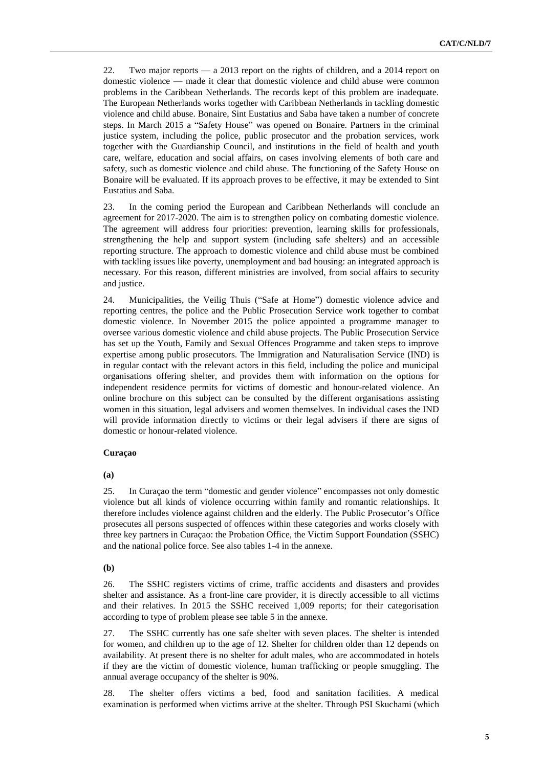22. Two major reports — a 2013 report on the rights of children, and a 2014 report on domestic violence — made it clear that domestic violence and child abuse were common problems in the Caribbean Netherlands. The records kept of this problem are inadequate. The European Netherlands works together with Caribbean Netherlands in tackling domestic violence and child abuse. Bonaire, Sint Eustatius and Saba have taken a number of concrete steps. In March 2015 a "Safety House" was opened on Bonaire. Partners in the criminal justice system, including the police, public prosecutor and the probation services, work together with the Guardianship Council, and institutions in the field of health and youth care, welfare, education and social affairs, on cases involving elements of both care and safety, such as domestic violence and child abuse. The functioning of the Safety House on Bonaire will be evaluated. If its approach proves to be effective, it may be extended to Sint Eustatius and Saba.

23. In the coming period the European and Caribbean Netherlands will conclude an agreement for 2017-2020. The aim is to strengthen policy on combating domestic violence. The agreement will address four priorities: prevention, learning skills for professionals, strengthening the help and support system (including safe shelters) and an accessible reporting structure. The approach to domestic violence and child abuse must be combined with tackling issues like poverty, unemployment and bad housing: an integrated approach is necessary. For this reason, different ministries are involved, from social affairs to security and justice.

24. Municipalities, the Veilig Thuis ("Safe at Home") domestic violence advice and reporting centres, the police and the Public Prosecution Service work together to combat domestic violence. In November 2015 the police appointed a programme manager to oversee various domestic violence and child abuse projects. The Public Prosecution Service has set up the Youth, Family and Sexual Offences Programme and taken steps to improve expertise among public prosecutors. The Immigration and Naturalisation Service (IND) is in regular contact with the relevant actors in this field, including the police and municipal organisations offering shelter, and provides them with information on the options for independent residence permits for victims of domestic and honour-related violence. An online brochure on this subject can be consulted by the different organisations assisting women in this situation, legal advisers and women themselves. In individual cases the IND will provide information directly to victims or their legal advisers if there are signs of domestic or honour-related violence.

### Curaçao

**(a)**

25. In Curaçao the term "domestic and gender violence" encompasses not only domestic violence but all kinds of violence occurring within family and romantic relationships. It therefore includes violence against children and the elderly. The Public Prosecutor's Office prosecutes all persons suspected of offences within these categories and works closely with three key partners in Curaçao: the Probation Office, the Victim Support Foundation (SSHC) and the national police force. See also tables 1-4 in the annexe.

**(b)**

26. The SSHC registers victims of crime, traffic accidents and disasters and provides shelter and assistance. As a front-line care provider, it is directly accessible to all victims and their relatives. In 2015 the SSHC received 1,009 reports; for their categorisation according to type of problem please see table 5 in the annexe.

27. The SSHC currently has one safe shelter with seven places. The shelter is intended for women, and children up to the age of 12. Shelter for children older than 12 depends on availability. At present there is no shelter for adult males, who are accommodated in hotels if they are the victim of domestic violence, human trafficking or people smuggling. The annual average occupancy of the shelter is 90%.

28. The shelter offers victims a bed, food and sanitation facilities. A medical examination is performed when victims arrive at the shelter. Through PSI Skuchami (which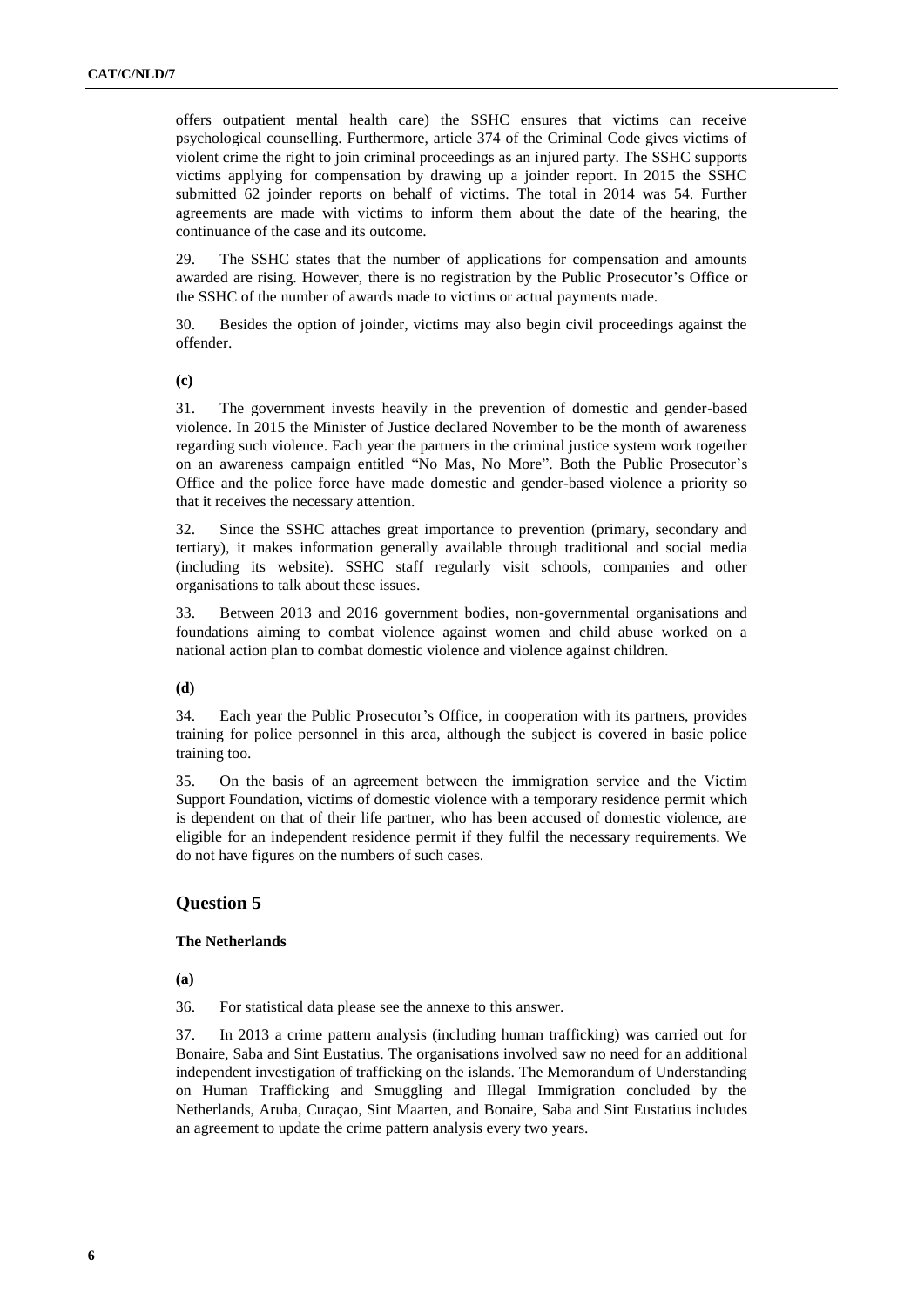offers outpatient mental health care) the SSHC ensures that victims can receive psychological counselling. Furthermore, article 374 of the Criminal Code gives victims of violent crime the right to join criminal proceedings as an injured party. The SSHC supports victims applying for compensation by drawing up a joinder report. In 2015 the SSHC submitted 62 joinder reports on behalf of victims. The total in 2014 was 54. Further agreements are made with victims to inform them about the date of the hearing, the continuance of the case and its outcome.

29. The SSHC states that the number of applications for compensation and amounts awarded are rising. However, there is no registration by the Public Prosecutor's Office or the SSHC of the number of awards made to victims or actual payments made.

30. Besides the option of joinder, victims may also begin civil proceedings against the offender.

**(c)**

31. The government invests heavily in the prevention of domestic and gender-based violence. In 2015 the Minister of Justice declared November to be the month of awareness regarding such violence. Each year the partners in the criminal justice system work together on an awareness campaign entitled "No Mas, No More". Both the Public Prosecutor's Office and the police force have made domestic and gender-based violence a priority so that it receives the necessary attention.

32. Since the SSHC attaches great importance to prevention (primary, secondary and tertiary), it makes information generally available through traditional and social media (including its website). SSHC staff regularly visit schools, companies and other organisations to talk about these issues.

33. Between 2013 and 2016 government bodies, non-governmental organisations and foundations aiming to combat violence against women and child abuse worked on a national action plan to combat domestic violence and violence against children.

**(d)**

34. Each year the Public Prosecutor's Office, in cooperation with its partners, provides training for police personnel in this area, although the subject is covered in basic police training too.

35. On the basis of an agreement between the immigration service and the Victim Support Foundation, victims of domestic violence with a temporary residence permit which is dependent on that of their life partner, who has been accused of domestic violence, are eligible for an independent residence permit if they fulfil the necessary requirements. We do not have figures on the numbers of such cases.

## Question 5

**The Netherlands**

**(a)**

36. For statistical data please see the annexe to this answer.

37. In 2013 a crime pattern analysis (including human trafficking) was carried out for Bonaire, Saba and Sint Eustatius. The organisations involved saw no need for an additional independent investigation of trafficking on the islands. The Memorandum of Understanding on Human Trafficking and Smuggling and Illegal Immigration concluded by the Netherlands, Aruba, Curaçao, Sint Maarten, and Bonaire, Saba and Sint Eustatius includes an agreement to update the crime pattern analysis every two years.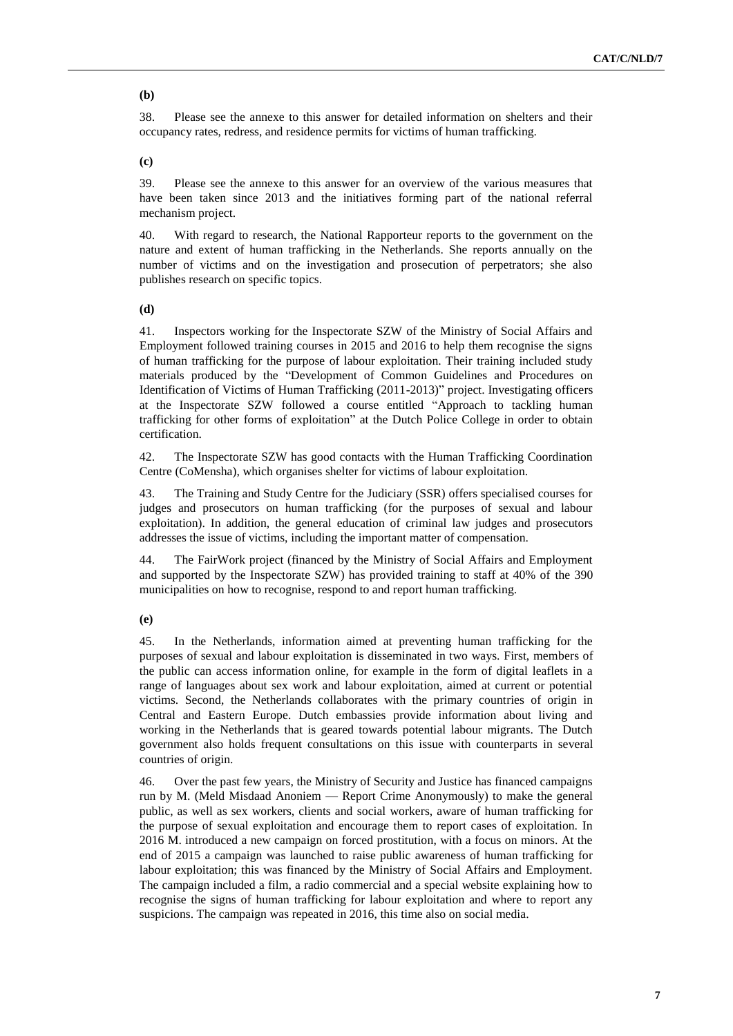**(b)**

38. Please see the annexe to this answer for detailed information on shelters and their occupancy rates, redress, and residence permits for victims of human trafficking.

**(c)**

39. Please see the annexe to this answer for an overview of the various measures that have been taken since 2013 and the initiatives forming part of the national referral mechanism project.

40. With regard to research, the National Rapporteur reports to the government on the nature and extent of human trafficking in the Netherlands. She reports annually on the number of victims and on the investigation and prosecution of perpetrators; she also publishes research on specific topics.

**(d)**

41. Inspectors working for the Inspectorate SZW of the Ministry of Social Affairs and Employment followed training courses in 2015 and 2016 to help them recognise the signs of human trafficking for the purpose of labour exploitation. Their training included study materials produced by the "Development of Common Guidelines and Procedures on Identification of Victims of Human Trafficking (2011-2013)" project. Investigating officers at the Inspectorate SZW followed a course entitled "Approach to tackling human trafficking for other forms of exploitation" at the Dutch Police College in order to obtain certification.

42. The Inspectorate SZW has good contacts with the Human Trafficking Coordination Centre (CoMensha), which organises shelter for victims of labour exploitation.

43. The Training and Study Centre for the Judiciary (SSR) offers specialised courses for judges and prosecutors on human trafficking (for the purposes of sexual and labour exploitation). In addition, the general education of criminal law judges and prosecutors addresses the issue of victims, including the important matter of compensation.

44. The FairWork project (financed by the Ministry of Social Affairs and Employment and supported by the Inspectorate SZW) has provided training to staff at 40% of the 390 municipalities on how to recognise, respond to and report human trafficking.

**(e)**

45. In the Netherlands, information aimed at preventing human trafficking for the purposes of sexual and labour exploitation is disseminated in two ways. First, members of the public can access information online, for example in the form of digital leaflets in a range of languages about sex work and labour exploitation, aimed at current or potential victims. Second, the Netherlands collaborates with the primary countries of origin in Central and Eastern Europe. Dutch embassies provide information about living and working in the Netherlands that is geared towards potential labour migrants. The Dutch government also holds frequent consultations on this issue with counterparts in several countries of origin.

46. Over the past few years, the Ministry of Security and Justice has financed campaigns run by M. (Meld Misdaad Anoniem — Report Crime Anonymously) to make the general public, as well as sex workers, clients and social workers, aware of human trafficking for the purpose of sexual exploitation and encourage them to report cases of exploitation. In 2016 M. introduced a new campaign on forced prostitution, with a focus on minors. At the end of 2015 a campaign was launched to raise public awareness of human trafficking for labour exploitation; this was financed by the Ministry of Social Affairs and Employment. The campaign included a film, a radio commercial and a special website explaining how to recognise the signs of human trafficking for labour exploitation and where to report any suspicions. The campaign was repeated in 2016, this time also on social media.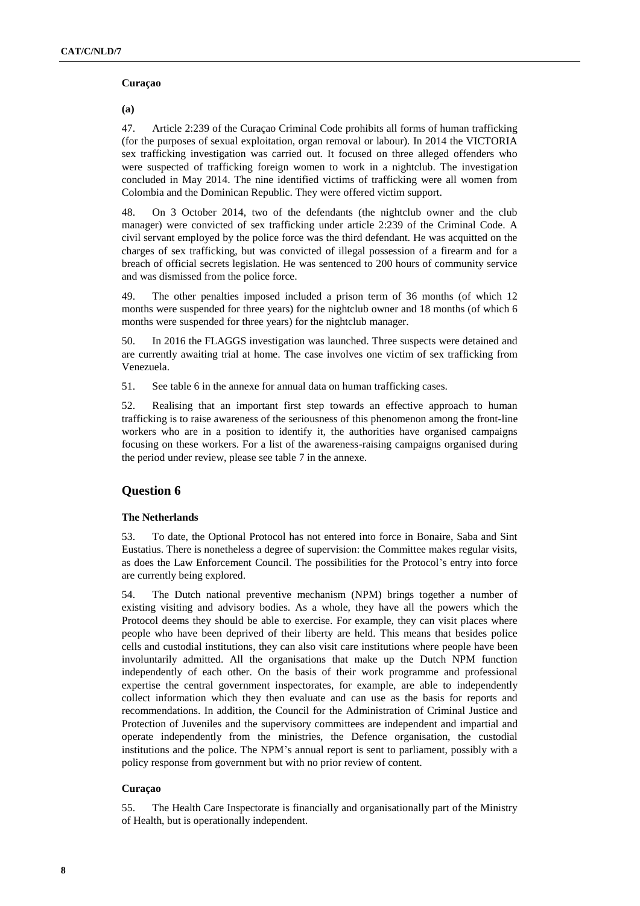#### Curaçao

**(a)**

47. Article 2:239 of the Curaçao Criminal Code prohibits all forms of human trafficking (for the purposes of sexual exploitation, organ removal or labour). In 2014 the VICTORIA sex trafficking investigation was carried out. It focused on three alleged offenders who were suspected of trafficking foreign women to work in a nightclub. The investigation concluded in May 2014. The nine identified victims of trafficking were all women from Colombia and the Dominican Republic. They were offered victim support.

48. On 3 October 2014, two of the defendants (the nightclub owner and the club manager) were convicted of sex trafficking under article 2:239 of the Criminal Code. A civil servant employed by the police force was the third defendant. He was acquitted on the charges of sex trafficking, but was convicted of illegal possession of a firearm and for a breach of official secrets legislation. He was sentenced to 200 hours of community service and was dismissed from the police force.

49. The other penalties imposed included a prison term of 36 months (of which 12 months were suspended for three years) for the nightclub owner and 18 months (of which 6 months were suspended for three years) for the nightclub manager.

50. In 2016 the FLAGGS investigation was launched. Three suspects were detained and are currently awaiting trial at home. The case involves one victim of sex trafficking from Venezuela.

51. See table 6 in the annexe for annual data on human trafficking cases.

52. Realising that an important first step towards an effective approach to human trafficking is to raise awareness of the seriousness of this phenomenon among the front-line workers who are in a position to identify it, the authorities have organised campaigns focusing on these workers. For a list of the awareness-raising campaigns organised during the period under review, please see table 7 in the annexe.

## Question 6

#### The Netherlands

53. To date, the Optional Protocol has not entered into force in Bonaire, Saba and Sint Eustatius. There is nonetheless a degree of supervision: the Committee makes regular visits, as does the Law Enforcement Council. The possibilities for the Protocol's entry into force are currently being explored.

54. The Dutch national preventive mechanism (NPM) brings together a number of existing visiting and advisory bodies. As a whole, they have all the powers which the Protocol deems they should be able to exercise. For example, they can visit places where people who have been deprived of their liberty are held. This means that besides police cells and custodial institutions, they can also visit care institutions where people have been involuntarily admitted. All the organisations that make up the Dutch NPM function independently of each other. On the basis of their work programme and professional expertise the central government inspectorates, for example, are able to independently collect information which they then evaluate and can use as the basis for reports and recommendations. In addition, the Council for the Administration of Criminal Justice and Protection of Juveniles and the supervisory committees are independent and impartial and operate independently from the ministries, the Defence organisation, the custodial institutions and the police. The NPM's annual report is sent to parliament, possibly with a policy response from government but with no prior review of content.

#### Curaçao

55. The Health Care Inspectorate is financially and organisationally part of the Ministry of Health, but is operationally independent.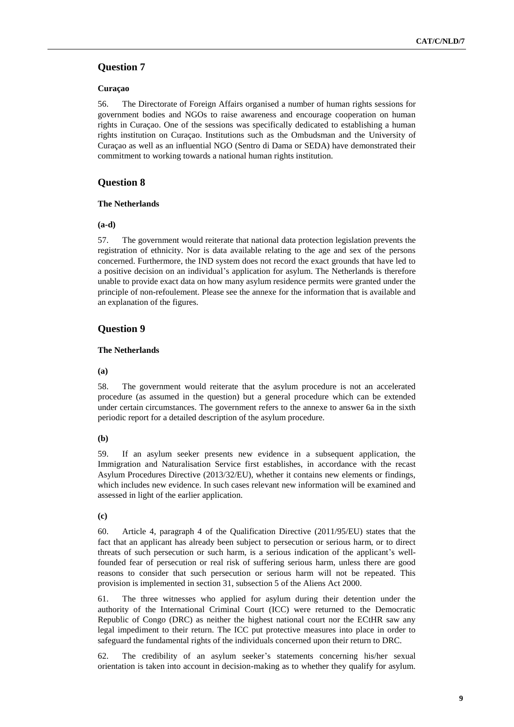## Question 7

**Curaçao**

56. The Directorate of Foreign Affairs organised a number of human rights sessions for government bodies and NGOs to raise awareness and encourage cooperation on human rights in Curaçao. One of the sessions was specifically dedicated to establishing a human rights institution on Curaçao. Institutions such as the Ombudsman and the University of Curaçao as well as an influential NGO (Sentro di Dama or SEDA) have demonstrated their commitment to working towards a national human rights institution.

## Question 8

**The Netherlands**

**(a-d)**

57. The government would reiterate that national data protection legislation prevents the registration of ethnicity. Nor is data available relating to the age and sex of the persons concerned. Furthermore, the IND system does not record the exact grounds that have led to a positive decision on an individual's application for asylum. The Netherlands is therefore unable to provide exact data on how many asylum residence permits were granted under the principle of non-refoulement. Please see the annexe for the information that is available and an explanation of the figures.

## Question 9

**The Netherlands**

**(a)**

58. The government would reiterate that the asylum procedure is not an accelerated procedure (as assumed in the question) but a general procedure which can be extended under certain circumstances. The government refers to the annexe to answer 6a in the sixth periodic report for a detailed description of the asylum procedure.

**(b)**

59. If an asylum seeker presents new evidence in a subsequent application, the Immigration and Naturalisation Service first establishes, in accordance with the recast Asylum Procedures Directive (2013/32/EU), whether it contains new elements or findings, which includes new evidence. In such cases relevant new information will be examined and assessed in light of the earlier application.

**(c)**

60. Article 4, paragraph 4 of the Qualification Directive (2011/95/EU) states that the fact that an applicant has already been subject to persecution or serious harm, or to direct threats of such persecution or such harm, is a serious indication of the applicant's well-founded fear of persecution or real risk of suffering serious harm, unless there are good reasons to consider that such persecution or serious harm will not be repeated. This provision is implemented in section 31, subsection 5 of the Aliens Act 2000.

61. The three witnesses who applied for asylum during their detention under the authority of the International Criminal Court (ICC) were returned to the Democratic Republic of Congo (DRC) as neither the highest national court nor the ECtHR saw any legal impediment to their return. The ICC put protective measures into place in order to safeguard the fundamental rights of the individuals concerned upon their return to DRC.

62. The credibility of an asylum seeker's statements concerning his/her sexual orientation is taken into account in decision-making as to whether they qualify for asylum.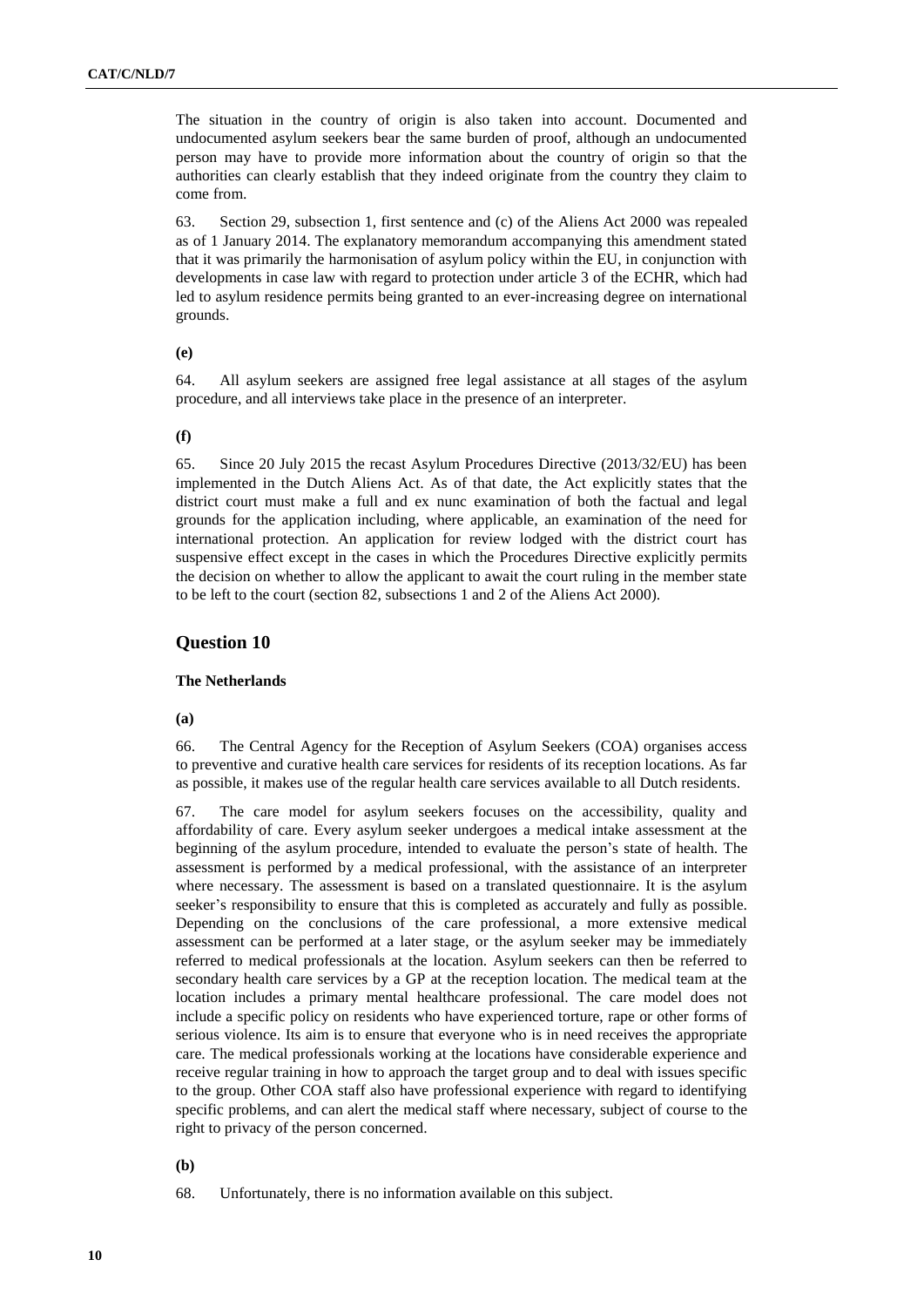The situation in the country of origin is also taken into account. Documented and undocumented asylum seekers bear the same burden of proof, although an undocumented person may have to provide more information about the country of origin so that the authorities can clearly establish that they indeed originate from the country they claim to come from.

63. Section 29, subsection 1, first sentence and (c) of the Aliens Act 2000 was repealed as of 1 January 2014. The explanatory memorandum accompanying this amendment stated that it was primarily the harmonisation of asylum policy within the EU, in conjunction with developments in case law with regard to protection under article 3 of the ECHR, which had led to asylum residence permits being granted to an ever-increasing degree on international grounds.

**(e)**

64. All asylum seekers are assigned free legal assistance at all stages of the asylum procedure, and all interviews take place in the presence of an interpreter.

**(f)**

65. Since 20 July 2015 the recast Asylum Procedures Directive (2013/32/EU) has been implemented in the Dutch Aliens Act. As of that date, the Act explicitly states that the district court must make a full and ex nunc examination of both the factual and legal grounds for the application including, where applicable, an examination of the need for international protection. An application for review lodged with the district court has suspensive effect except in the cases in which the Procedures Directive explicitly permits the decision on whether to allow the applicant to await the court ruling in the member state to be left to the court (section 82, subsections 1 and 2 of the Aliens Act 2000).

## Question 10

**The Netherlands**

**(a)**

66. The Central Agency for the Reception of Asylum Seekers (COA) organises access to preventive and curative health care services for residents of its reception locations. As far as possible, it makes use of the regular health care services available to all Dutch residents.

67. The care model for asylum seekers focuses on the accessibility, quality and affordability of care. Every asylum seeker undergoes a medical intake assessment at the beginning of the asylum procedure, intended to evaluate the person's state of health. The assessment is performed by a medical professional, with the assistance of an interpreter where necessary. The assessment is based on a translated questionnaire. It is the asylum seeker's responsibility to ensure that this is completed as accurately and fully as possible. Depending on the conclusions of the care professional, a more extensive medical assessment can be performed at a later stage, or the asylum seeker may be immediately referred to medical professionals at the location. Asylum seekers can then be referred to secondary health care services by a GP at the reception location. The medical team at the location includes a primary mental healthcare professional. The care model does not include a specific policy on residents who have experienced torture, rape or other forms of serious violence. Its aim is to ensure that everyone who is in need receives the appropriate care. The medical professionals working at the locations have considerable experience and receive regular training in how to approach the target group and to deal with issues specific to the group. Other COA staff also have professional experience with regard to identifying specific problems, and can alert the medical staff where necessary, subject of course to the right to privacy of the person concerned.

**(b)**

68. Unfortunately, there is no information available on this subject.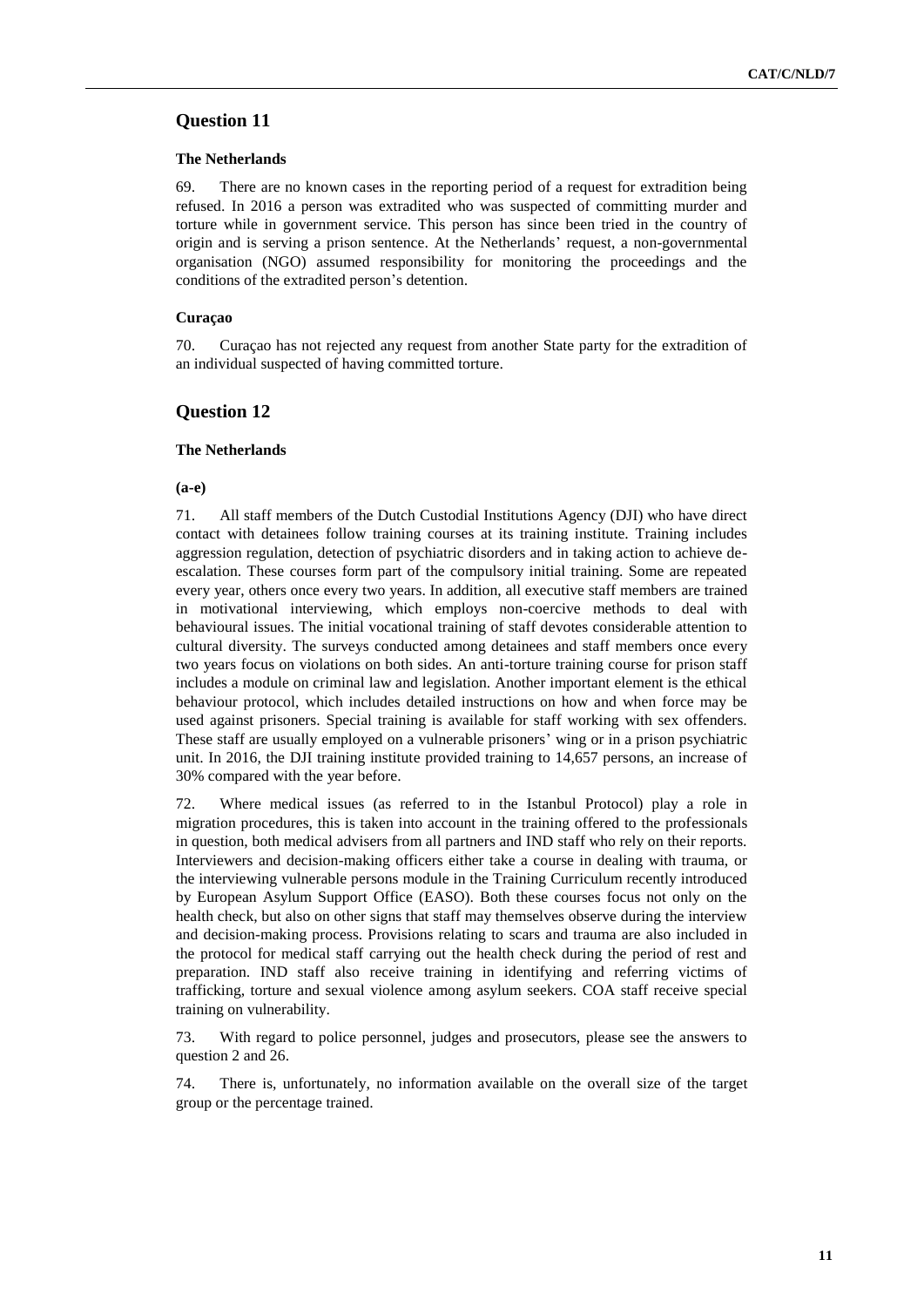## Question 11

### The Netherlands

69. There are no known cases in the reporting period of a request for extradition being refused. In 2016 a person was extradited who was suspected of committing murder and torture while in government service. This person has since been tried in the country of origin and is serving a prison sentence. At the Netherlands' request, a non-governmental organisation (NGO) assumed responsibility for monitoring the proceedings and the conditions of the extradited person's detention.

### Curaçao

70. Curaçao has not rejected any request from another State party for the extradition of an individual suspected of having committed torture.

## Question 12

### The Netherlands

**(a-e)**

71. All staff members of the Dutch Custodial Institutions Agency (DJI) who have direct contact with detainees follow training courses at its training institute. Training includes aggression regulation, detection of psychiatric disorders and in taking action to achieve de-escalation. These courses form part of the compulsory initial training. Some are repeated every year, others once every two years. In addition, all executive staff members are trained in motivational interviewing, which employs non-coercive methods to deal with behavioural issues. The initial vocational training of staff devotes considerable attention to cultural diversity. The surveys conducted among detainees and staff members once every two years focus on violations on both sides. An anti-torture training course for prison staff includes a module on criminal law and legislation. Another important element is the ethical behaviour protocol, which includes detailed instructions on how and when force may be used against prisoners. Special training is available for staff working with sex offenders. These staff are usually employed on a vulnerable prisoners' wing or in a prison psychiatric unit. In 2016, the DJI training institute provided training to 14,657 persons, an increase of 30% compared with the year before.

72. Where medical issues (as referred to in the Istanbul Protocol) play a role in migration procedures, this is taken into account in the training offered to the professionals in question, both medical advisers from all partners and IND staff who rely on their reports. Interviewers and decision-making officers either take a course in dealing with trauma, or the interviewing vulnerable persons module in the Training Curriculum recently introduced by European Asylum Support Office (EASO). Both these courses focus not only on the health check, but also on other signs that staff may themselves observe during the interview and decision-making process. Provisions relating to scars and trauma are also included in the protocol for medical staff carrying out the health check during the period of rest and preparation. IND staff also receive training in identifying and referring victims of trafficking, torture and sexual violence among asylum seekers. COA staff receive special training on vulnerability.

73. With regard to police personnel, judges and prosecutors, please see the answers to question 2 and 26.

74. There is, unfortunately, no information available on the overall size of the target group or the percentage trained.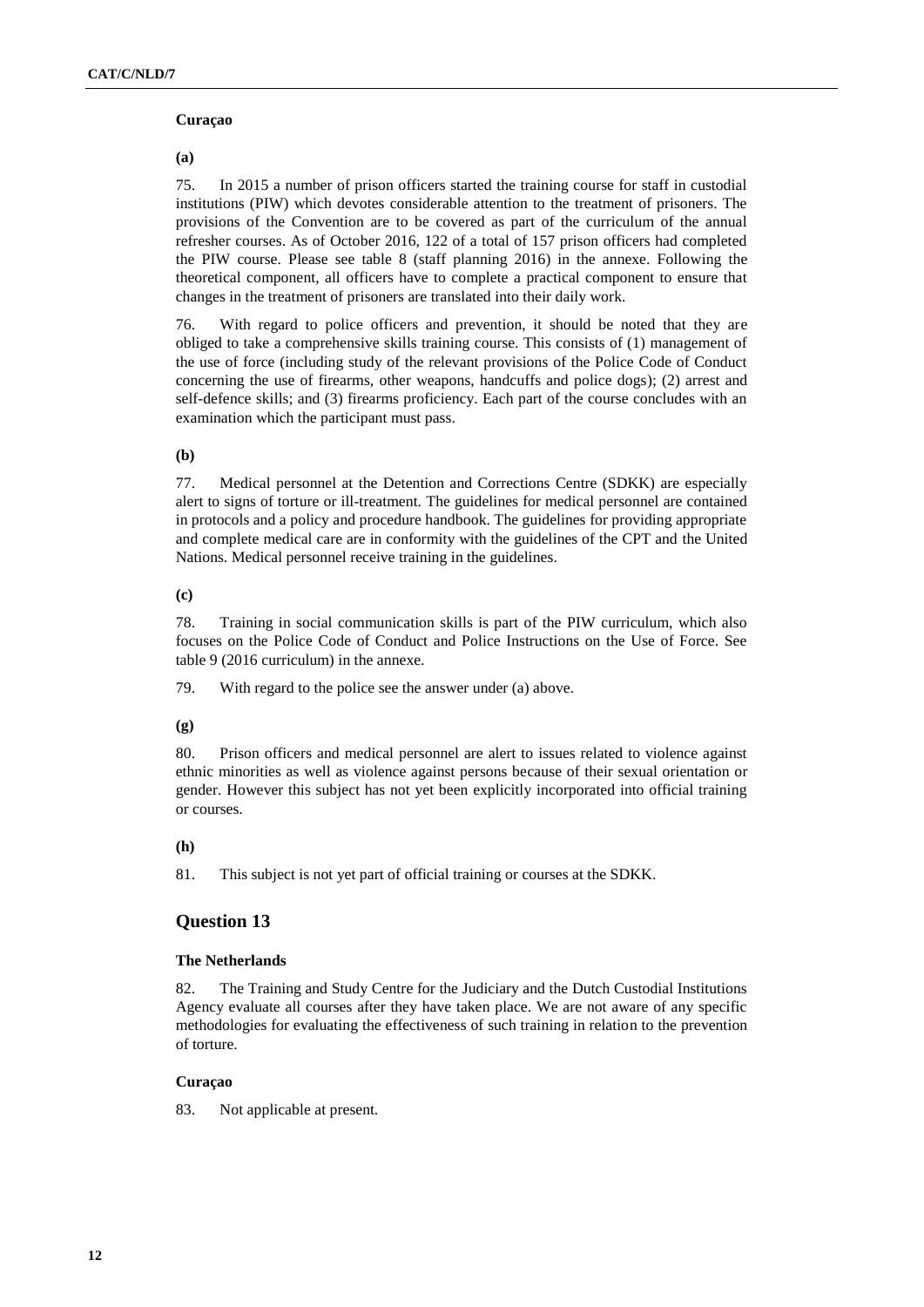**Curaçao**

**(a)**

75. In 2015 a number of prison officers started the training course for staff in custodial institutions (PIW) which devotes considerable attention to the treatment of prisoners. The provisions of the Convention are to be covered as part of the curriculum of the annual refresher courses. As of October 2016, 122 of a total of 157 prison officers had completed the PIW course. Please see table 8 (staff planning 2016) in the annexe. Following the theoretical component, all officers have to complete a practical component to ensure that changes in the treatment of prisoners are translated into their daily work.

76. With regard to police officers and prevention, it should be noted that they are obliged to take a comprehensive skills training course. This consists of (1) management of the use of force (including study of the relevant provisions of the Police Code of Conduct concerning the use of firearms, other weapons, handcuffs and police dogs); (2) arrest and self-defence skills; and (3) firearms proficiency. Each part of the course concludes with an examination which the participant must pass.

**(b)**

77. Medical personnel at the Detention and Corrections Centre (SDKK) are especially alert to signs of torture or ill-treatment. The guidelines for medical personnel are contained in protocols and a policy and procedure handbook. The guidelines for providing appropriate and complete medical care are in conformity with the guidelines of the CPT and the United Nations. Medical personnel receive training in the guidelines.

**(c)**

78. Training in social communication skills is part of the PIW curriculum, which also focuses on the Police Code of Conduct and Police Instructions on the Use of Force. See table 9 (2016 curriculum) in the annexe.

79. With regard to the police see the answer under (a) above.

**(g)**

80. Prison officers and medical personnel are alert to issues related to violence against ethnic minorities as well as violence against persons because of their sexual orientation or gender. However this subject has not yet been explicitly incorporated into official training or courses.

**(h)**

81. This subject is not yet part of official training or courses at the SDKK.

## Question 13

**The Netherlands**

82. The Training and Study Centre for the Judiciary and the Dutch Custodial Institutions Agency evaluate all courses after they have taken place. We are not aware of any specific methodologies for evaluating the effectiveness of such training in relation to the prevention of torture.

**Curaçao**

83. Not applicable at present.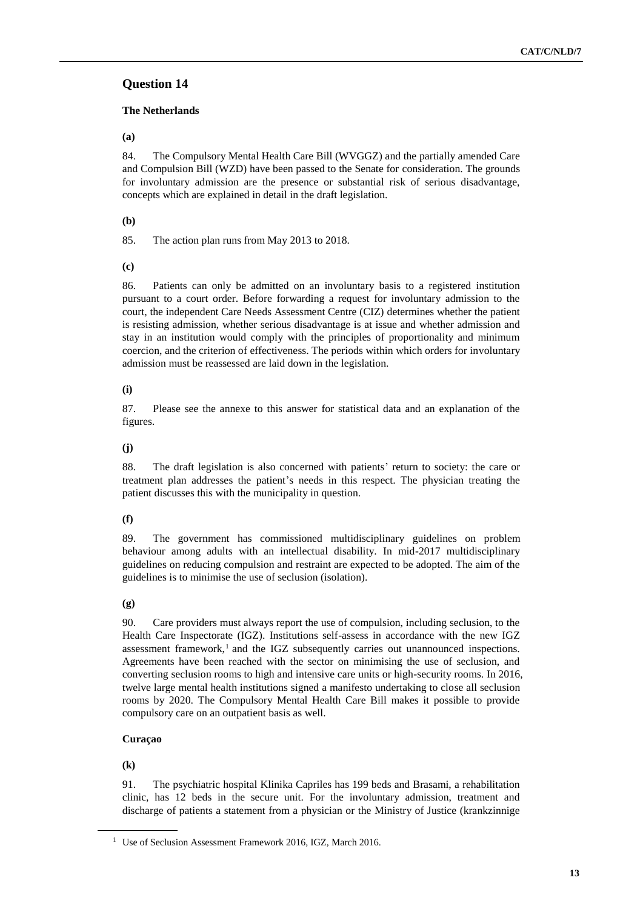## Question 14

### The Netherlands

**(a)**

84. The Compulsory Mental Health Care Bill (WVGGZ) and the partially amended Care and Compulsion Bill (WZD) have been passed to the Senate for consideration. The grounds for involuntary admission are the presence or substantial risk of serious disadvantage, concepts which are explained in detail in the draft legislation.

**(b)**

85. The action plan runs from May 2013 to 2018.

**(c)**

86. Patients can only be admitted on an involuntary basis to a registered institution pursuant to a court order. Before forwarding a request for involuntary admission to the court, the independent Care Needs Assessment Centre (CIZ) determines whether the patient is resisting admission, whether serious disadvantage is at issue and whether admission and stay in an institution would comply with the principles of proportionality and minimum coercion, and the criterion of effectiveness. The periods within which orders for involuntary admission must be reassessed are laid down in the legislation.

**(i)**

87. Please see the annexe to this answer for statistical data and an explanation of the figures.

**(j)**

88. The draft legislation is also concerned with patients' return to society: the care or treatment plan addresses the patient's needs in this respect. The physician treating the patient discusses this with the municipality in question.

**(f)**

89. The government has commissioned multidisciplinary guidelines on problem behaviour among adults with an intellectual disability. In mid-2017 multidisciplinary guidelines on reducing compulsion and restraint are expected to be adopted. The aim of the guidelines is to minimise the use of seclusion (isolation).

**(g)**

90. Care providers must always report the use of compulsion, including seclusion, to the Health Care Inspectorate (IGZ). Institutions self-assess in accordance with the new IGZ assessment framework,[1] and the IGZ subsequently carries out unannounced inspections. Agreements have been reached with the sector on minimising the use of seclusion, and converting seclusion rooms to high and intensive care units or high-security rooms. In 2016, twelve large mental health institutions signed a manifesto undertaking to close all seclusion rooms by 2020. The Compulsory Mental Health Care Bill makes it possible to provide compulsory care on an outpatient basis as well.

### Curaçao

**(k)**

91. The psychiatric hospital Klinika Capriles has 199 beds and Brasami, a rehabilitation clinic, has 12 beds in the secure unit. For the involuntary admission, treatment and discharge of patients a statement from a physician or the Ministry of Justice (krankzinnige

[1] Use of Seclusion Assessment Framework 2016, IGZ, March 2016.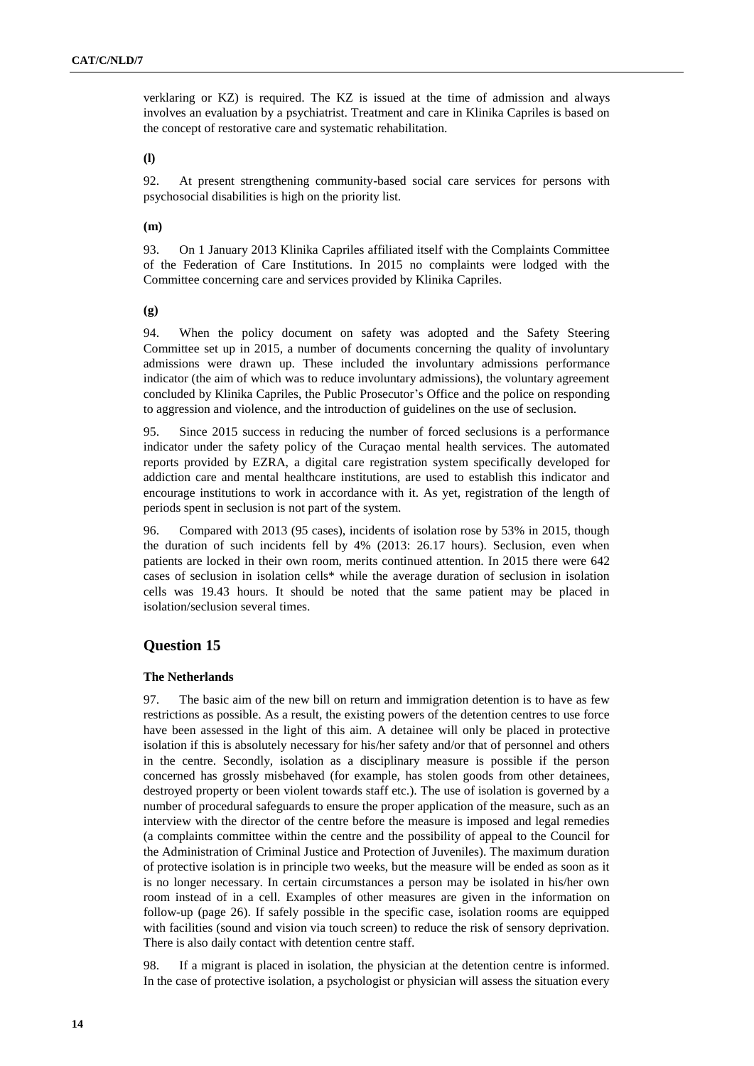verklaring or KZ) is required. The KZ is issued at the time of admission and always involves an evaluation by a psychiatrist. Treatment and care in Klinika Capriles is based on the concept of restorative care and systematic rehabilitation.

**(l)**

92. At present strengthening community-based social care services for persons with psychosocial disabilities is high on the priority list.

**(m)**

93. On 1 January 2013 Klinika Capriles affiliated itself with the Complaints Committee of the Federation of Care Institutions. In 2015 no complaints were lodged with the Committee concerning care and services provided by Klinika Capriles.

**(g)**

94. When the policy document on safety was adopted and the Safety Steering Committee set up in 2015, a number of documents concerning the quality of involuntary admissions were drawn up. These included the involuntary admissions performance indicator (the aim of which was to reduce involuntary admissions), the voluntary agreement concluded by Klinika Capriles, the Public Prosecutor's Office and the police on responding to aggression and violence, and the introduction of guidelines on the use of seclusion.

95. Since 2015 success in reducing the number of forced seclusions is a performance indicator under the safety policy of the Curaçao mental health services. The automated reports provided by EZRA, a digital care registration system specifically developed for addiction care and mental healthcare institutions, are used to establish this indicator and encourage institutions to work in accordance with it. As yet, registration of the length of periods spent in seclusion is not part of the system.

96. Compared with 2013 (95 cases), incidents of isolation rose by 53% in 2015, though the duration of such incidents fell by 4% (2013: 26.17 hours). Seclusion, even when patients are locked in their own room, merits continued attention. In 2015 there were 642 cases of seclusion in isolation cells* while the average duration of seclusion in isolation cells was 19.43 hours. It should be noted that the same patient may be placed in isolation/seclusion several times.

## Question 15

### The Netherlands

97. The basic aim of the new bill on return and immigration detention is to have as few restrictions as possible. As a result, the existing powers of the detention centres to use force have been assessed in the light of this aim. A detainee will only be placed in protective isolation if this is absolutely necessary for his/her safety and/or that of personnel and others in the centre. Secondly, isolation as a disciplinary measure is possible if the person concerned has grossly misbehaved (for example, has stolen goods from other detainees, destroyed property or been violent towards staff etc.). The use of isolation is governed by a number of procedural safeguards to ensure the proper application of the measure, such as an interview with the director of the centre before the measure is imposed and legal remedies (a complaints committee within the centre and the possibility of appeal to the Council for the Administration of Criminal Justice and Protection of Juveniles). The maximum duration of protective isolation is in principle two weeks, but the measure will be ended as soon as it is no longer necessary. In certain circumstances a person may be isolated in his/her own room instead of in a cell. Examples of other measures are given in the information on follow-up (page 26). If safely possible in the specific case, isolation rooms are equipped with facilities (sound and vision via touch screen) to reduce the risk of sensory deprivation. There is also daily contact with detention centre staff.

98. If a migrant is placed in isolation, the physician at the detention centre is informed. In the case of protective isolation, a psychologist or physician will assess the situation every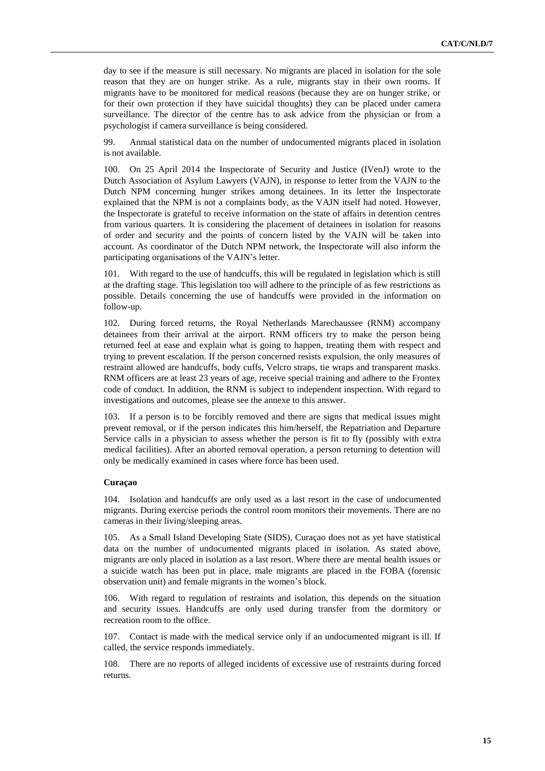day to see if the measure is still necessary. No migrants are placed in isolation for the sole reason that they are on hunger strike. As a rule, migrants stay in their own rooms. If migrants have to be monitored for medical reasons (because they are on hunger strike, or for their own protection if they have suicidal thoughts) they can be placed under camera surveillance. The director of the centre has to ask advice from the physician or from a psychologist if camera surveillance is being considered.

99. Annual statistical data on the number of undocumented migrants placed in isolation is not available.

100. On 25 April 2014 the Inspectorate of Security and Justice (IVenJ) wrote to the Dutch Association of Asylum Lawyers (VAJN), in response to letter from the VAJN to the Dutch NPM concerning hunger strikes among detainees. In its letter the Inspectorate explained that the NPM is not a complaints body, as the VAJN itself had noted. However, the Inspectorate is grateful to receive information on the state of affairs in detention centres from various quarters. It is considering the placement of detainees in isolation for reasons of order and security and the points of concern listed by the VAJN will be taken into account. As coordinator of the Dutch NPM network, the Inspectorate will also inform the participating organisations of the VAJN's letter.

101. With regard to the use of handcuffs, this will be regulated in legislation which is still at the drafting stage. This legislation too will adhere to the principle of as few restrictions as possible. Details concerning the use of handcuffs were provided in the information on follow-up.

102. During forced returns, the Royal Netherlands Marechaussee (RNM) accompany detainees from their arrival at the airport. RNM officers try to make the person being returned feel at ease and explain what is going to happen, treating them with respect and trying to prevent escalation. If the person concerned resists expulsion, the only measures of restraint allowed are handcuffs, body cuffs, Velcro straps, tie wraps and transparent masks. RNM officers are at least 23 years of age, receive special training and adhere to the Frontex code of conduct. In addition, the RNM is subject to independent inspection. With regard to investigations and outcomes, please see the annexe to this answer.

103. If a person is to be forcibly removed and there are signs that medical issues might prevent removal, or if the person indicates this him/herself, the Repatriation and Departure Service calls in a physician to assess whether the person is fit to fly (possibly with extra medical facilities). After an aborted removal operation, a person returning to detention will only be medically examined in cases where force has been used.

**Curaçao**

104. Isolation and handcuffs are only used as a last resort in the case of undocumented migrants. During exercise periods the control room monitors their movements. There are no cameras in their living/sleeping areas.

105. As a Small Island Developing State (SIDS), Curaçao does not as yet have statistical data on the number of undocumented migrants placed in isolation. As stated above, migrants are only placed in isolation as a last resort. Where there are mental health issues or a suicide watch has been put in place, male migrants are placed in the FOBA (forensic observation unit) and female migrants in the women's block.

106. With regard to regulation of restraints and isolation, this depends on the situation and security issues. Handcuffs are only used during transfer from the dormitory or recreation room to the office.

107. Contact is made with the medical service only if an undocumented migrant is ill. If called, the service responds immediately.

108. There are no reports of alleged incidents of excessive use of restraints during forced returns.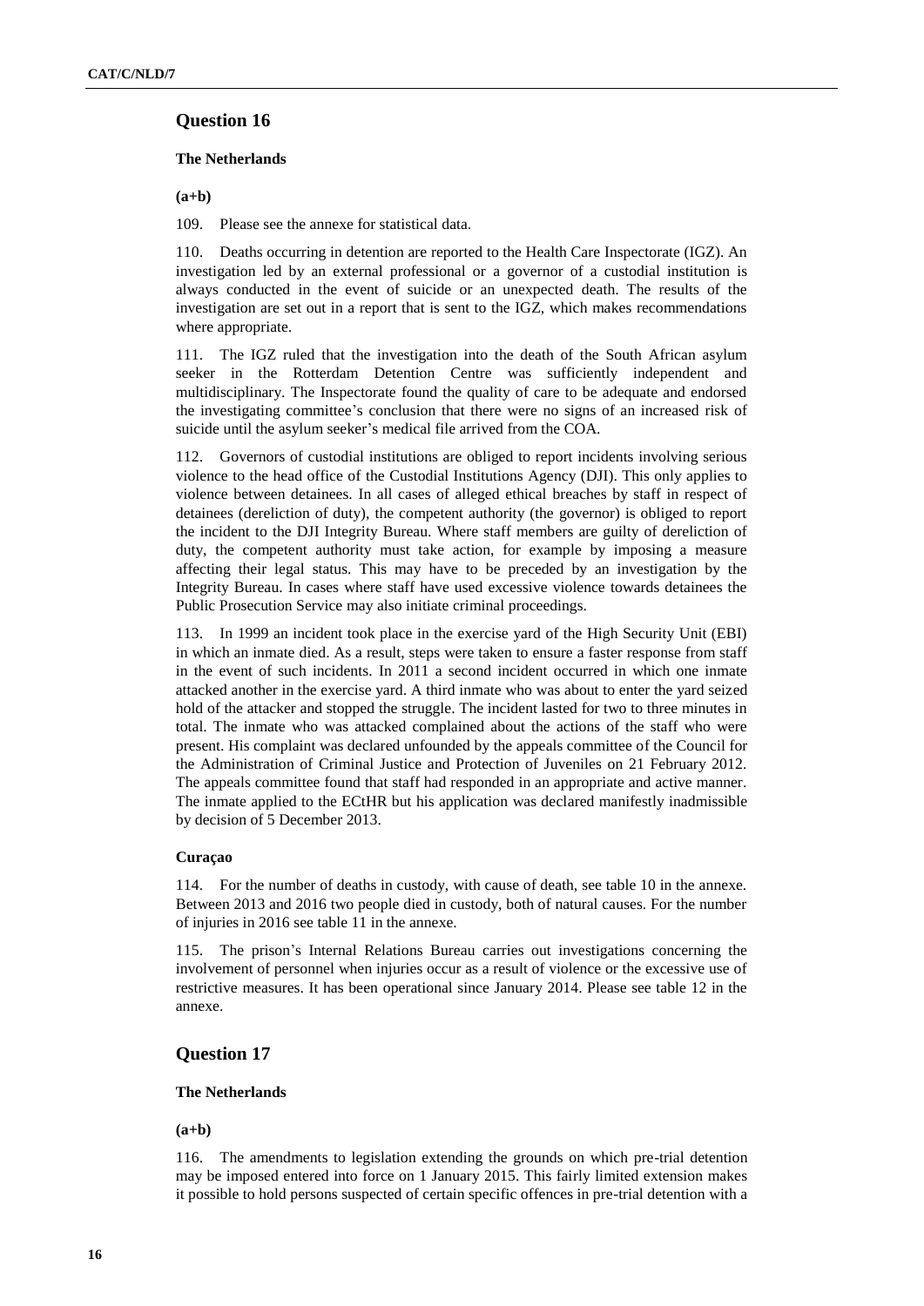## Question 16

### The Netherlands

**(a+b)**

109. Please see the annexe for statistical data.

110. Deaths occurring in detention are reported to the Health Care Inspectorate (IGZ). An investigation led by an external professional or a governor of a custodial institution is always conducted in the event of suicide or an unexpected death. The results of the investigation are set out in a report that is sent to the IGZ, which makes recommendations where appropriate.

111. The IGZ ruled that the investigation into the death of the South African asylum seeker in the Rotterdam Detention Centre was sufficiently independent and multidisciplinary. The Inspectorate found the quality of care to be adequate and endorsed the investigating committee's conclusion that there were no signs of an increased risk of suicide until the asylum seeker's medical file arrived from the COA.

112. Governors of custodial institutions are obliged to report incidents involving serious violence to the head office of the Custodial Institutions Agency (DJI). This only applies to violence between detainees. In all cases of alleged ethical breaches by staff in respect of detainees (dereliction of duty), the competent authority (the governor) is obliged to report the incident to the DJI Integrity Bureau. Where staff members are guilty of dereliction of duty, the competent authority must take action, for example by imposing a measure affecting their legal status. This may have to be preceded by an investigation by the Integrity Bureau. In cases where staff have used excessive violence towards detainees the Public Prosecution Service may also initiate criminal proceedings.

113. In 1999 an incident took place in the exercise yard of the High Security Unit (EBI) in which an inmate died. As a result, steps were taken to ensure a faster response from staff in the event of such incidents. In 2011 a second incident occurred in which one inmate attacked another in the exercise yard. A third inmate who was about to enter the yard seized hold of the attacker and stopped the struggle. The incident lasted for two to three minutes in total. The inmate who was attacked complained about the actions of the staff who were present. His complaint was declared unfounded by the appeals committee of the Council for the Administration of Criminal Justice and Protection of Juveniles on 21 February 2012. The appeals committee found that staff had responded in an appropriate and active manner. The inmate applied to the ECtHR but his application was declared manifestly inadmissible by decision of 5 December 2013.

### Curaçao

114. For the number of deaths in custody, with cause of death, see table 10 in the annexe. Between 2013 and 2016 two people died in custody, both of natural causes. For the number of injuries in 2016 see table 11 in the annexe.

115. The prison's Internal Relations Bureau carries out investigations concerning the involvement of personnel when injuries occur as a result of violence or the excessive use of restrictive measures. It has been operational since January 2014. Please see table 12 in the annexe.

## Question 17

### The Netherlands

**(a+b)**

116. The amendments to legislation extending the grounds on which pre-trial detention may be imposed entered into force on 1 January 2015. This fairly limited extension makes it possible to hold persons suspected of certain specific offences in pre-trial detention with a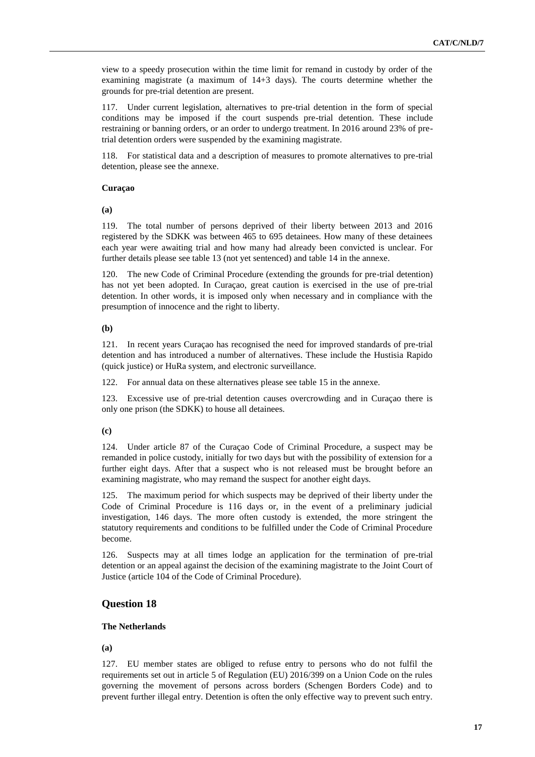view to a speedy prosecution within the time limit for remand in custody by order of the examining magistrate (a maximum of 14+3 days). The courts determine whether the grounds for pre-trial detention are present.

117. Under current legislation, alternatives to pre-trial detention in the form of special conditions may be imposed if the court suspends pre-trial detention. These include restraining or banning orders, or an order to undergo treatment. In 2016 around 23% of pre-trial detention orders were suspended by the examining magistrate.

118. For statistical data and a description of measures to promote alternatives to pre-trial detention, please see the annexe.

#### Curaçao

**(a)**

119. The total number of persons deprived of their liberty between 2013 and 2016 registered by the SDKK was between 465 to 695 detainees. How many of these detainees each year were awaiting trial and how many had already been convicted is unclear. For further details please see table 13 (not yet sentenced) and table 14 in the annexe.

120. The new Code of Criminal Procedure (extending the grounds for pre-trial detention) has not yet been adopted. In Curaçao, great caution is exercised in the use of pre-trial detention. In other words, it is imposed only when necessary and in compliance with the presumption of innocence and the right to liberty.

**(b)**

121. In recent years Curaçao has recognised the need for improved standards of pre-trial detention and has introduced a number of alternatives. These include the Hustisia Rapido (quick justice) or HuRa system, and electronic surveillance.

122. For annual data on these alternatives please see table 15 in the annexe.

123. Excessive use of pre-trial detention causes overcrowding and in Curaçao there is only one prison (the SDKK) to house all detainees.

**(c)**

124. Under article 87 of the Curaçao Code of Criminal Procedure, a suspect may be remanded in police custody, initially for two days but with the possibility of extension for a further eight days. After that a suspect who is not released must be brought before an examining magistrate, who may remand the suspect for another eight days.

125. The maximum period for which suspects may be deprived of their liberty under the Code of Criminal Procedure is 116 days or, in the event of a preliminary judicial investigation, 146 days. The more often custody is extended, the more stringent the statutory requirements and conditions to be fulfilled under the Code of Criminal Procedure become.

126. Suspects may at all times lodge an application for the termination of pre-trial detention or an appeal against the decision of the examining magistrate to the Joint Court of Justice (article 104 of the Code of Criminal Procedure).

### Question 18

#### The Netherlands

**(a)**

127. EU member states are obliged to refuse entry to persons who do not fulfil the requirements set out in article 5 of Regulation (EU) 2016/399 on a Union Code on the rules governing the movement of persons across borders (Schengen Borders Code) and to prevent further illegal entry. Detention is often the only effective way to prevent such entry.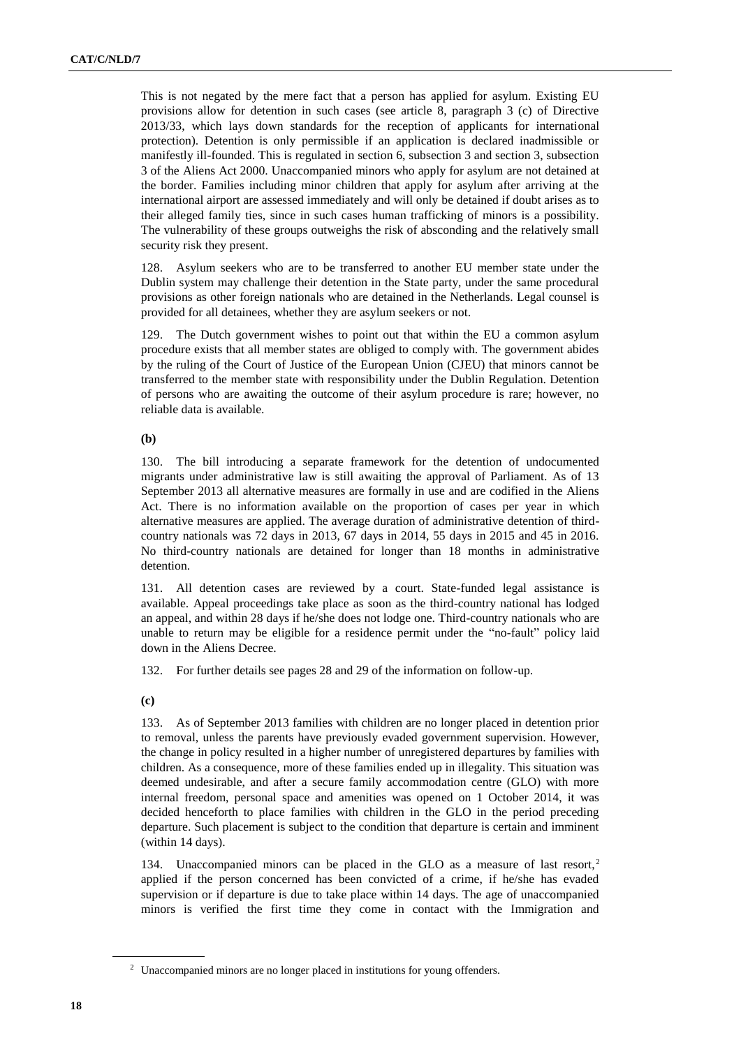This is not negated by the mere fact that a person has applied for asylum. Existing EU provisions allow for detention in such cases (see article 8, paragraph 3 (c) of Directive 2013/33, which lays down standards for the reception of applicants for international protection). Detention is only permissible if an application is declared inadmissible or manifestly ill-founded. This is regulated in section 6, subsection 3 and section 3, subsection 3 of the Aliens Act 2000. Unaccompanied minors who apply for asylum are not detained at the border. Families including minor children that apply for asylum after arriving at the international airport are assessed immediately and will only be detained if doubt arises as to their alleged family ties, since in such cases human trafficking of minors is a possibility. The vulnerability of these groups outweighs the risk of absconding and the relatively small security risk they present.

128. Asylum seekers who are to be transferred to another EU member state under the Dublin system may challenge their detention in the State party, under the same procedural provisions as other foreign nationals who are detained in the Netherlands. Legal counsel is provided for all detainees, whether they are asylum seekers or not.

129. The Dutch government wishes to point out that within the EU a common asylum procedure exists that all member states are obliged to comply with. The government abides by the ruling of the Court of Justice of the European Union (CJEU) that minors cannot be transferred to the member state with responsibility under the Dublin Regulation. Detention of persons who are awaiting the outcome of their asylum procedure is rare; however, no reliable data is available.

**(b)**

130. The bill introducing a separate framework for the detention of undocumented migrants under administrative law is still awaiting the approval of Parliament. As of 13 September 2013 all alternative measures are formally in use and are codified in the Aliens Act. There is no information available on the proportion of cases per year in which alternative measures are applied. The average duration of administrative detention of third-country nationals was 72 days in 2013, 67 days in 2014, 55 days in 2015 and 45 in 2016. No third-country nationals are detained for longer than 18 months in administrative detention.

131. All detention cases are reviewed by a court. State-funded legal assistance is available. Appeal proceedings take place as soon as the third-country national has lodged an appeal, and within 28 days if he/she does not lodge one. Third-country nationals who are unable to return may be eligible for a residence permit under the "no-fault" policy laid down in the Aliens Decree.

132. For further details see pages 28 and 29 of the information on follow-up.

**(c)**

133. As of September 2013 families with children are no longer placed in detention prior to removal, unless the parents have previously evaded government supervision. However, the change in policy resulted in a higher number of unregistered departures by families with children. As a consequence, more of these families ended up in illegality. This situation was deemed undesirable, and after a secure family accommodation centre (GLO) with more internal freedom, personal space and amenities was opened on 1 October 2014, it was decided henceforth to place families with children in the GLO in the period preceding departure. Such placement is subject to the condition that departure is certain and imminent (within 14 days).

134. Unaccompanied minors can be placed in the GLO as a measure of last resort,[2] applied if the person concerned has been convicted of a crime, if he/she has evaded supervision or if departure is due to take place within 14 days. The age of unaccompanied minors is verified the first time they come in contact with the Immigration and

[2] Unaccompanied minors are no longer placed in institutions for young offenders.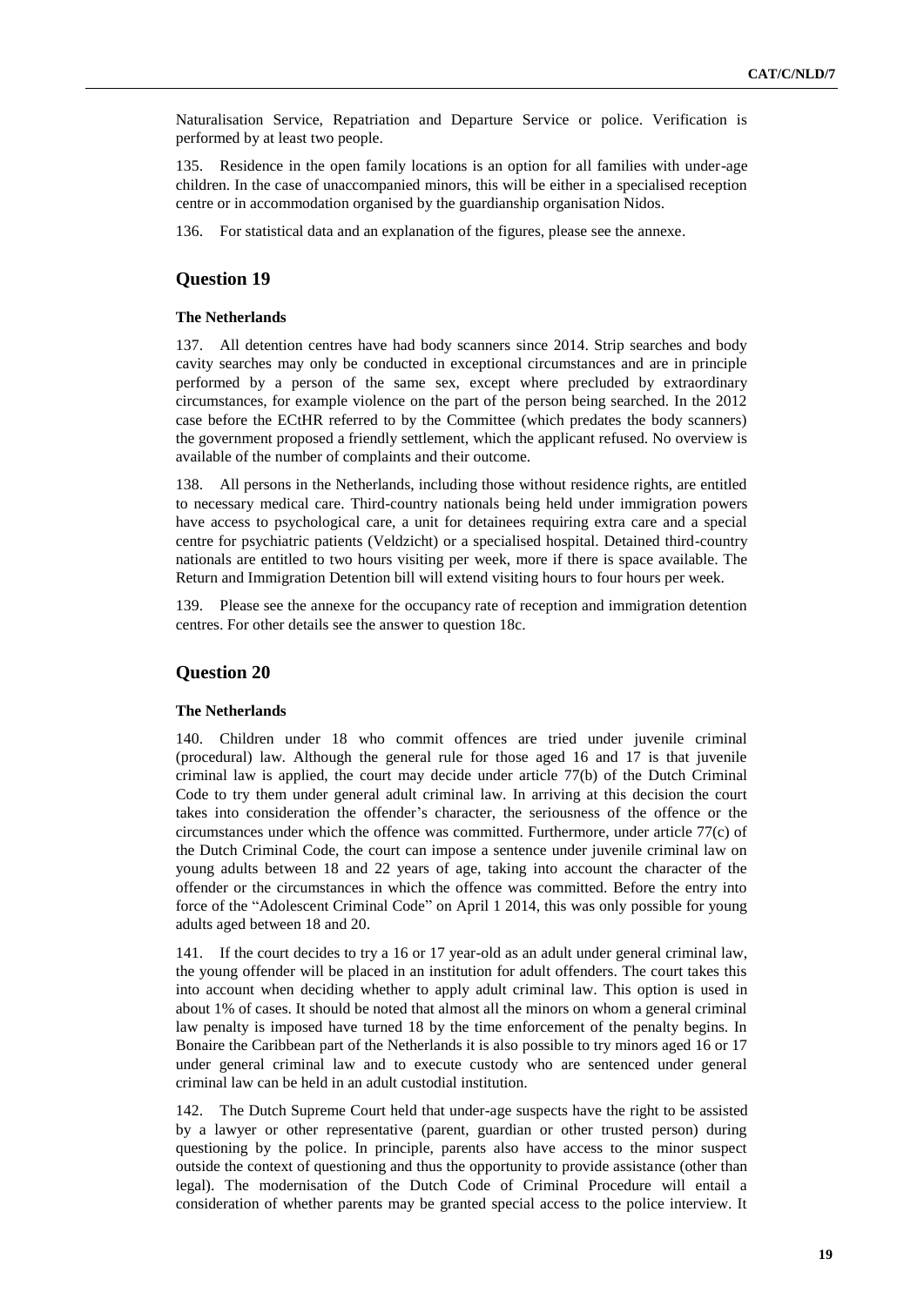Naturalisation Service, Repatriation and Departure Service or police. Verification is performed by at least two people.

135. Residence in the open family locations is an option for all families with under-age children. In the case of unaccompanied minors, this will be either in a specialised reception centre or in accommodation organised by the guardianship organisation Nidos.

136. For statistical data and an explanation of the figures, please see the annexe.

## Question 19

### The Netherlands

137. All detention centres have had body scanners since 2014. Strip searches and body cavity searches may only be conducted in exceptional circumstances and are in principle performed by a person of the same sex, except where precluded by extraordinary circumstances, for example violence on the part of the person being searched. In the 2012 case before the ECtHR referred to by the Committee (which predates the body scanners) the government proposed a friendly settlement, which the applicant refused. No overview is available of the number of complaints and their outcome.

138. All persons in the Netherlands, including those without residence rights, are entitled to necessary medical care. Third-country nationals being held under immigration powers have access to psychological care, a unit for detainees requiring extra care and a special centre for psychiatric patients (Veldzicht) or a specialised hospital. Detained third-country nationals are entitled to two hours visiting per week, more if there is space available. The Return and Immigration Detention bill will extend visiting hours to four hours per week.

139. Please see the annexe for the occupancy rate of reception and immigration detention centres. For other details see the answer to question 18c.

## Question 20

### The Netherlands

140. Children under 18 who commit offences are tried under juvenile criminal (procedural) law. Although the general rule for those aged 16 and 17 is that juvenile criminal law is applied, the court may decide under article 77(b) of the Dutch Criminal Code to try them under general adult criminal law. In arriving at this decision the court takes into consideration the offender's character, the seriousness of the offence or the circumstances under which the offence was committed. Furthermore, under article 77(c) of the Dutch Criminal Code, the court can impose a sentence under juvenile criminal law on young adults between 18 and 22 years of age, taking into account the character of the offender or the circumstances in which the offence was committed. Before the entry into force of the "Adolescent Criminal Code" on April 1 2014, this was only possible for young adults aged between 18 and 20.

141. If the court decides to try a 16 or 17 year-old as an adult under general criminal law, the young offender will be placed in an institution for adult offenders. The court takes this into account when deciding whether to apply adult criminal law. This option is used in about 1% of cases. It should be noted that almost all the minors on whom a general criminal law penalty is imposed have turned 18 by the time enforcement of the penalty begins. In Bonaire the Caribbean part of the Netherlands it is also possible to try minors aged 16 or 17 under general criminal law and to execute custody who are sentenced under general criminal law can be held in an adult custodial institution.

142. The Dutch Supreme Court held that under-age suspects have the right to be assisted by a lawyer or other representative (parent, guardian or other trusted person) during questioning by the police. In principle, parents also have access to the minor suspect outside the context of questioning and thus the opportunity to provide assistance (other than legal). The modernisation of the Dutch Code of Criminal Procedure will entail a consideration of whether parents may be granted special access to the police interview. It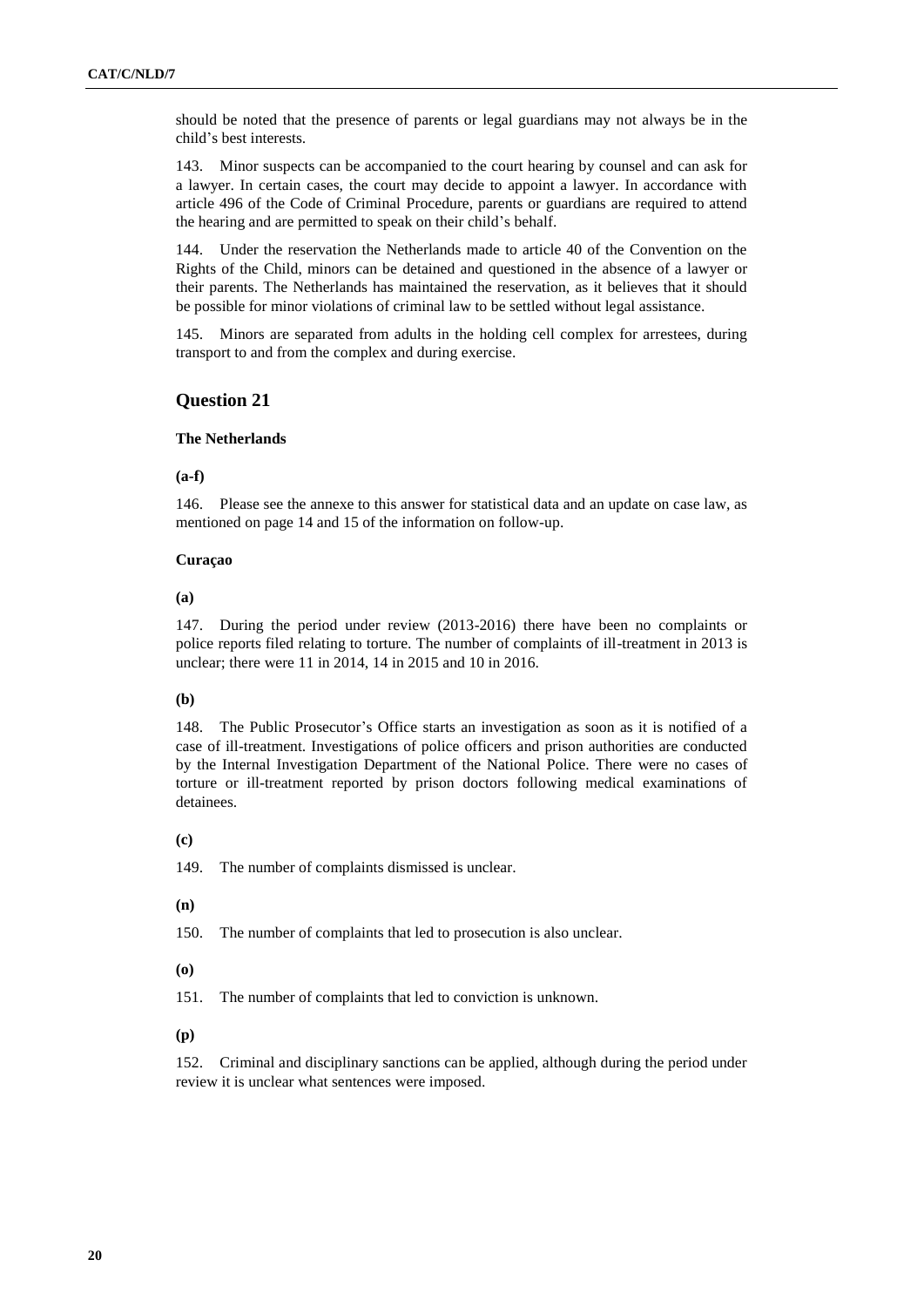should be noted that the presence of parents or legal guardians may not always be in the child's best interests.

143. Minor suspects can be accompanied to the court hearing by counsel and can ask for a lawyer. In certain cases, the court may decide to appoint a lawyer. In accordance with article 496 of the Code of Criminal Procedure, parents or guardians are required to attend the hearing and are permitted to speak on their child's behalf.

144. Under the reservation the Netherlands made to article 40 of the Convention on the Rights of the Child, minors can be detained and questioned in the absence of a lawyer or their parents. The Netherlands has maintained the reservation, as it believes that it should be possible for minor violations of criminal law to be settled without legal assistance.

145. Minors are separated from adults in the holding cell complex for arrestees, during transport to and from the complex and during exercise.

## Question 21

### The Netherlands

#### (a-f)

146. Please see the annexe to this answer for statistical data and an update on case law, as mentioned on page 14 and 15 of the information on follow-up.

### Curaçao

#### (a)

147. During the period under review (2013-2016) there have been no complaints or police reports filed relating to torture. The number of complaints of ill-treatment in 2013 is unclear; there were 11 in 2014, 14 in 2015 and 10 in 2016.

#### (b)

148. The Public Prosecutor's Office starts an investigation as soon as it is notified of a case of ill-treatment. Investigations of police officers and prison authorities are conducted by the Internal Investigation Department of the National Police. There were no cases of torture or ill-treatment reported by prison doctors following medical examinations of detainees.

#### (c)

149. The number of complaints dismissed is unclear.

#### (n)

150. The number of complaints that led to prosecution is also unclear.

#### (o)

151. The number of complaints that led to conviction is unknown.

#### (p)

152. Criminal and disciplinary sanctions can be applied, although during the period under review it is unclear what sentences were imposed.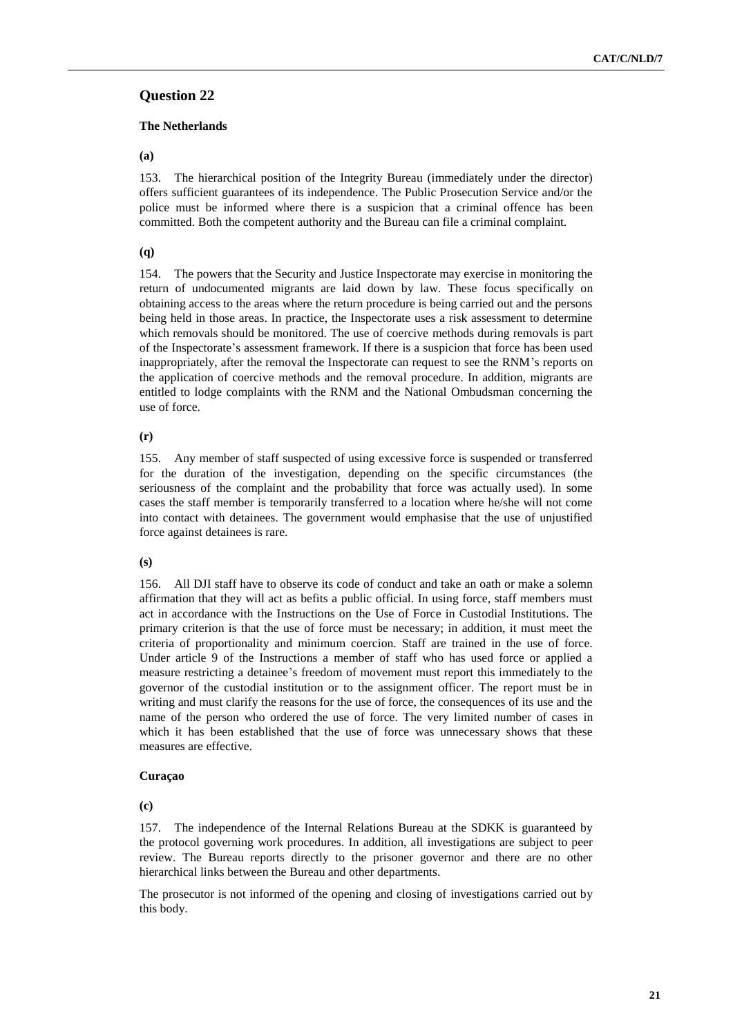## Question 22

### The Netherlands

**(a)**

153. The hierarchical position of the Integrity Bureau (immediately under the director) offers sufficient guarantees of its independence. The Public Prosecution Service and/or the police must be informed where there is a suspicion that a criminal offence has been committed. Both the competent authority and the Bureau can file a criminal complaint.

**(q)**

154. The powers that the Security and Justice Inspectorate may exercise in monitoring the return of undocumented migrants are laid down by law. These focus specifically on obtaining access to the areas where the return procedure is being carried out and the persons being held in those areas. In practice, the Inspectorate uses a risk assessment to determine which removals should be monitored. The use of coercive methods during removals is part of the Inspectorate's assessment framework. If there is a suspicion that force has been used inappropriately, after the removal the Inspectorate can request to see the RNM's reports on the application of coercive methods and the removal procedure. In addition, migrants are entitled to lodge complaints with the RNM and the National Ombudsman concerning the use of force.

**(r)**

155. Any member of staff suspected of using excessive force is suspended or transferred for the duration of the investigation, depending on the specific circumstances (the seriousness of the complaint and the probability that force was actually used). In some cases the staff member is temporarily transferred to a location where he/she will not come into contact with detainees. The government would emphasise that the use of unjustified force against detainees is rare.

**(s)**

156. All DJI staff have to observe its code of conduct and take an oath or make a solemn affirmation that they will act as befits a public official. In using force, staff members must act in accordance with the Instructions on the Use of Force in Custodial Institutions. The primary criterion is that the use of force must be necessary; in addition, it must meet the criteria of proportionality and minimum coercion. Staff are trained in the use of force. Under article 9 of the Instructions a member of staff who has used force or applied a measure restricting a detainee's freedom of movement must report this immediately to the governor of the custodial institution or to the assignment officer. The report must be in writing and must clarify the reasons for the use of force, the consequences of its use and the name of the person who ordered the use of force. The very limited number of cases in which it has been established that the use of force was unnecessary shows that these measures are effective.

### Curaçao

**(c)**

157. The independence of the Internal Relations Bureau at the SDKK is guaranteed by the protocol governing work procedures. In addition, all investigations are subject to peer review. The Bureau reports directly to the prisoner governor and there are no other hierarchical links between the Bureau and other departments.

The prosecutor is not informed of the opening and closing of investigations carried out by this body.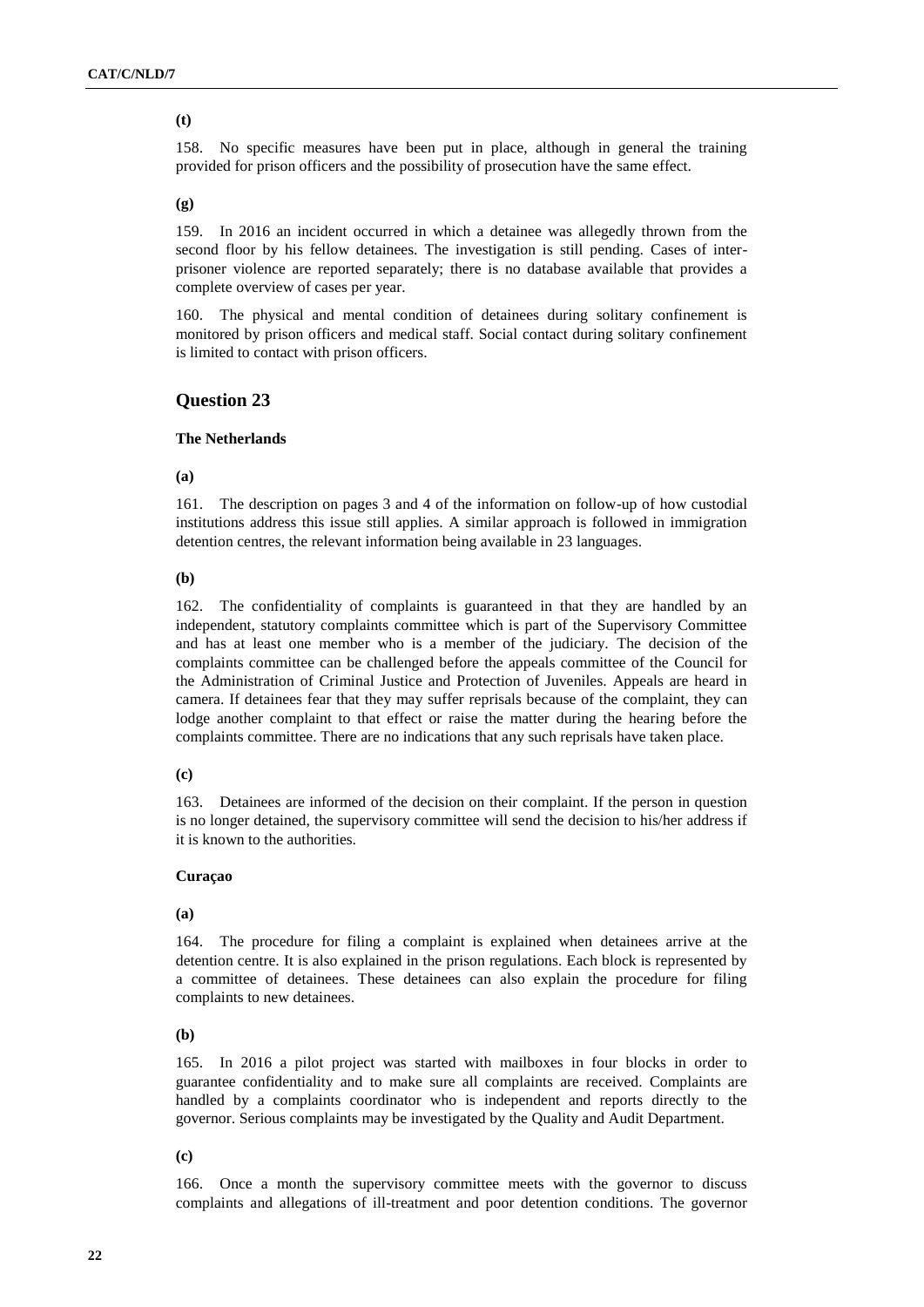**(t)**

158. No specific measures have been put in place, although in general the training provided for prison officers and the possibility of prosecution have the same effect.

**(g)**

159. In 2016 an incident occurred in which a detainee was allegedly thrown from the second floor by his fellow detainees. The investigation is still pending. Cases of inter-prisoner violence are reported separately; there is no database available that provides a complete overview of cases per year.

160. The physical and mental condition of detainees during solitary confinement is monitored by prison officers and medical staff. Social contact during solitary confinement is limited to contact with prison officers.

## Question 23

**The Netherlands**

**(a)**

161. The description on pages 3 and 4 of the information on follow-up of how custodial institutions address this issue still applies. A similar approach is followed in immigration detention centres, the relevant information being available in 23 languages.

**(b)**

162. The confidentiality of complaints is guaranteed in that they are handled by an independent, statutory complaints committee which is part of the Supervisory Committee and has at least one member who is a member of the judiciary. The decision of the complaints committee can be challenged before the appeals committee of the Council for the Administration of Criminal Justice and Protection of Juveniles. Appeals are heard in camera. If detainees fear that they may suffer reprisals because of the complaint, they can lodge another complaint to that effect or raise the matter during the hearing before the complaints committee. There are no indications that any such reprisals have taken place.

**(c)**

163. Detainees are informed of the decision on their complaint. If the person in question is no longer detained, the supervisory committee will send the decision to his/her address if it is known to the authorities.

**Curaçao**

**(a)**

164. The procedure for filing a complaint is explained when detainees arrive at the detention centre. It is also explained in the prison regulations. Each block is represented by a committee of detainees. These detainees can also explain the procedure for filing complaints to new detainees.

**(b)**

165. In 2016 a pilot project was started with mailboxes in four blocks in order to guarantee confidentiality and to make sure all complaints are received. Complaints are handled by a complaints coordinator who is independent and reports directly to the governor. Serious complaints may be investigated by the Quality and Audit Department.

**(c)**

166. Once a month the supervisory committee meets with the governor to discuss complaints and allegations of ill-treatment and poor detention conditions. The governor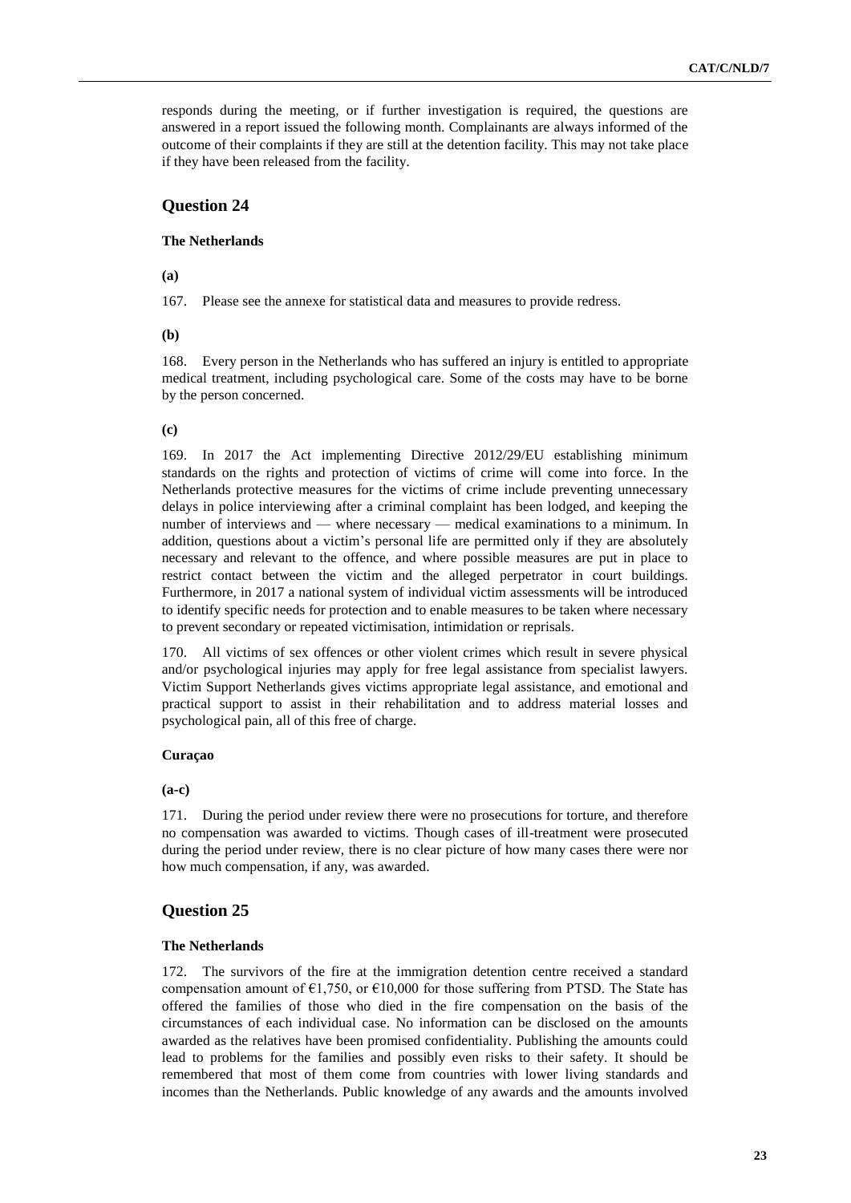responds during the meeting, or if further investigation is required, the questions are answered in a report issued the following month. Complainants are always informed of the outcome of their complaints if they are still at the detention facility. This may not take place if they have been released from the facility.

## Question 24

#### The Netherlands

**(a)**

167. Please see the annexe for statistical data and measures to provide redress.

**(b)**

168. Every person in the Netherlands who has suffered an injury is entitled to appropriate medical treatment, including psychological care. Some of the costs may have to be borne by the person concerned.

**(c)**

169. In 2017 the Act implementing Directive 2012/29/EU establishing minimum standards on the rights and protection of victims of crime will come into force. In the Netherlands protective measures for the victims of crime include preventing unnecessary delays in police interviewing after a criminal complaint has been lodged, and keeping the number of interviews and — where necessary — medical examinations to a minimum. In addition, questions about a victim's personal life are permitted only if they are absolutely necessary and relevant to the offence, and where possible measures are put in place to restrict contact between the victim and the alleged perpetrator in court buildings. Furthermore, in 2017 a national system of individual victim assessments will be introduced to identify specific needs for protection and to enable measures to be taken where necessary to prevent secondary or repeated victimisation, intimidation or reprisals.

170. All victims of sex offences or other violent crimes which result in severe physical and/or psychological injuries may apply for free legal assistance from specialist lawyers. Victim Support Netherlands gives victims appropriate legal assistance, and emotional and practical support to assist in their rehabilitation and to address material losses and psychological pain, all of this free of charge.

#### Curaçao

**(a-c)**

171. During the period under review there were no prosecutions for torture, and therefore no compensation was awarded to victims. Though cases of ill-treatment were prosecuted during the period under review, there is no clear picture of how many cases there were nor how much compensation, if any, was awarded.

## Question 25

#### The Netherlands

172. The survivors of the fire at the immigration detention centre received a standard compensation amount of €1,750, or €10,000 for those suffering from PTSD. The State has offered the families of those who died in the fire compensation on the basis of the circumstances of each individual case. No information can be disclosed on the amounts awarded as the relatives have been promised confidentiality. Publishing the amounts could lead to problems for the families and possibly even risks to their safety. It should be remembered that most of them come from countries with lower living standards and incomes than the Netherlands. Public knowledge of any awards and the amounts involved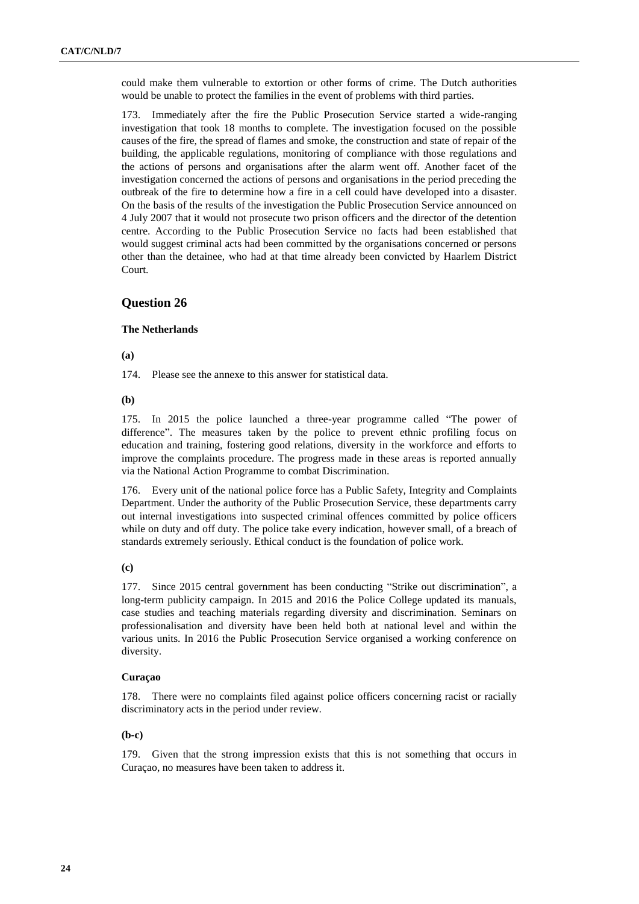could make them vulnerable to extortion or other forms of crime. The Dutch authorities would be unable to protect the families in the event of problems with third parties.

173. Immediately after the fire the Public Prosecution Service started a wide-ranging investigation that took 18 months to complete. The investigation focused on the possible causes of the fire, the spread of flames and smoke, the construction and state of repair of the building, the applicable regulations, monitoring of compliance with those regulations and the actions of persons and organisations after the alarm went off. Another facet of the investigation concerned the actions of persons and organisations in the period preceding the outbreak of the fire to determine how a fire in a cell could have developed into a disaster. On the basis of the results of the investigation the Public Prosecution Service announced on 4 July 2007 that it would not prosecute two prison officers and the director of the detention centre. According to the Public Prosecution Service no facts had been established that would suggest criminal acts had been committed by the organisations concerned or persons other than the detainee, who had at that time already been convicted by Haarlem District Court.

## Question 26

### The Netherlands

**(a)**

174. Please see the annexe to this answer for statistical data.

**(b)**

175. In 2015 the police launched a three-year programme called "The power of difference". The measures taken by the police to prevent ethnic profiling focus on education and training, fostering good relations, diversity in the workforce and efforts to improve the complaints procedure. The progress made in these areas is reported annually via the National Action Programme to combat Discrimination.

176. Every unit of the national police force has a Public Safety, Integrity and Complaints Department. Under the authority of the Public Prosecution Service, these departments carry out internal investigations into suspected criminal offences committed by police officers while on duty and off duty. The police take every indication, however small, of a breach of standards extremely seriously. Ethical conduct is the foundation of police work.

**(c)**

177. Since 2015 central government has been conducting "Strike out discrimination", a long-term publicity campaign. In 2015 and 2016 the Police College updated its manuals, case studies and teaching materials regarding diversity and discrimination. Seminars on professionalisation and diversity have been held both at national level and within the various units. In 2016 the Public Prosecution Service organised a working conference on diversity.

### Curaçao

178. There were no complaints filed against police officers concerning racist or racially discriminatory acts in the period under review.

**(b-c)**

179. Given that the strong impression exists that this is not something that occurs in Curaçao, no measures have been taken to address it.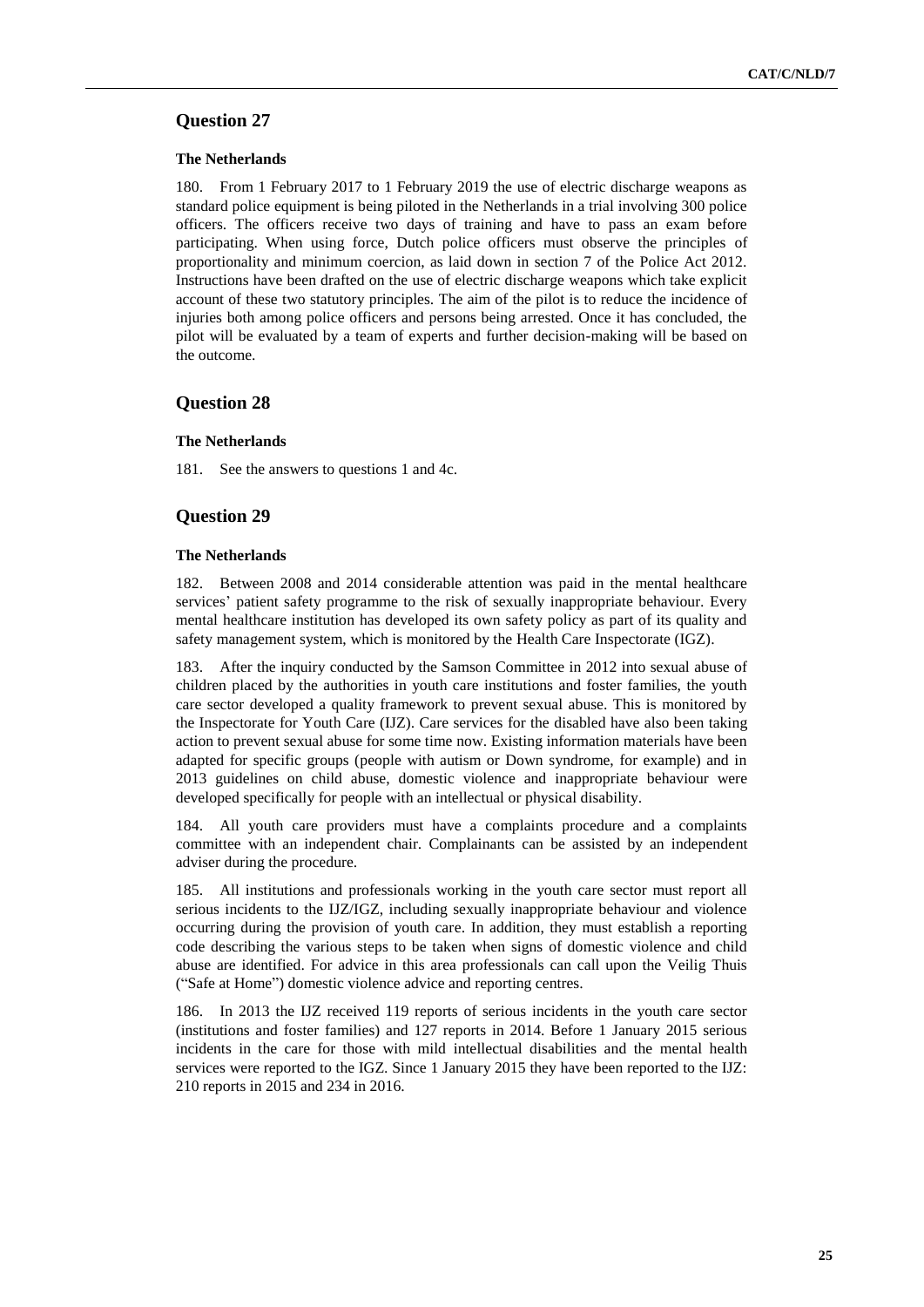## Question 27

### The Netherlands

180. From 1 February 2017 to 1 February 2019 the use of electric discharge weapons as standard police equipment is being piloted in the Netherlands in a trial involving 300 police officers. The officers receive two days of training and have to pass an exam before participating. When using force, Dutch police officers must observe the principles of proportionality and minimum coercion, as laid down in section 7 of the Police Act 2012. Instructions have been drafted on the use of electric discharge weapons which take explicit account of these two statutory principles. The aim of the pilot is to reduce the incidence of injuries both among police officers and persons being arrested. Once it has concluded, the pilot will be evaluated by a team of experts and further decision-making will be based on the outcome.

## Question 28

### The Netherlands

181. See the answers to questions 1 and 4c.

## Question 29

### The Netherlands

182. Between 2008 and 2014 considerable attention was paid in the mental healthcare services' patient safety programme to the risk of sexually inappropriate behaviour. Every mental healthcare institution has developed its own safety policy as part of its quality and safety management system, which is monitored by the Health Care Inspectorate (IGZ).

183. After the inquiry conducted by the Samson Committee in 2012 into sexual abuse of children placed by the authorities in youth care institutions and foster families, the youth care sector developed a quality framework to prevent sexual abuse. This is monitored by the Inspectorate for Youth Care (IJZ). Care services for the disabled have also been taking action to prevent sexual abuse for some time now. Existing information materials have been adapted for specific groups (people with autism or Down syndrome, for example) and in 2013 guidelines on child abuse, domestic violence and inappropriate behaviour were developed specifically for people with an intellectual or physical disability.

184. All youth care providers must have a complaints procedure and a complaints committee with an independent chair. Complainants can be assisted by an independent adviser during the procedure.

185. All institutions and professionals working in the youth care sector must report all serious incidents to the IJZ/IGZ, including sexually inappropriate behaviour and violence occurring during the provision of youth care. In addition, they must establish a reporting code describing the various steps to be taken when signs of domestic violence and child abuse are identified. For advice in this area professionals can call upon the Veilig Thuis ("Safe at Home") domestic violence advice and reporting centres.

186. In 2013 the IJZ received 119 reports of serious incidents in the youth care sector (institutions and foster families) and 127 reports in 2014. Before 1 January 2015 serious incidents in the care for those with mild intellectual disabilities and the mental health services were reported to the IGZ. Since 1 January 2015 they have been reported to the IJZ: 210 reports in 2015 and 234 in 2016.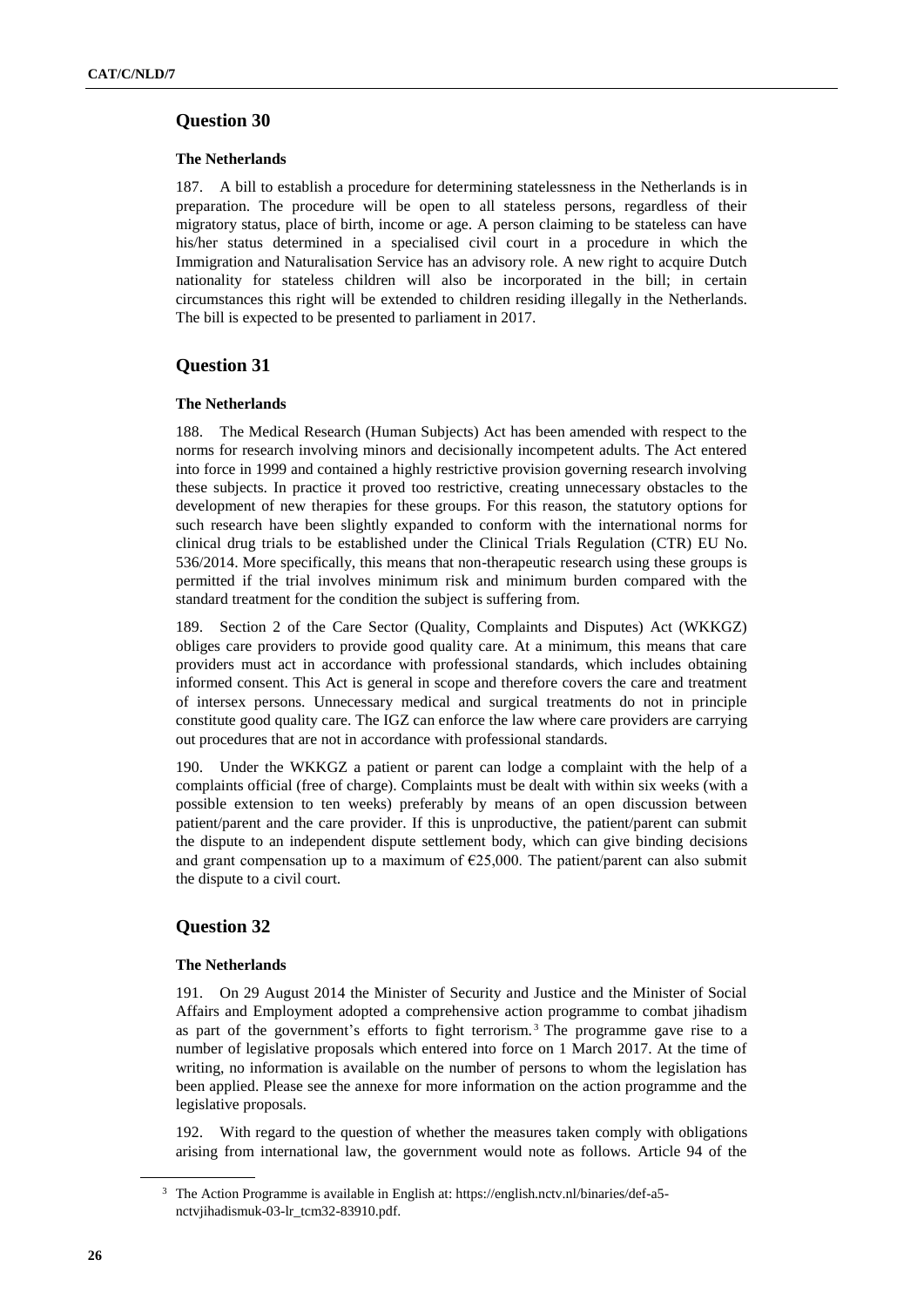## Question 30

### The Netherlands

187. A bill to establish a procedure for determining statelessness in the Netherlands is in preparation. The procedure will be open to all stateless persons, regardless of their migratory status, place of birth, income or age. A person claiming to be stateless can have his/her status determined in a specialised civil court in a procedure in which the Immigration and Naturalisation Service has an advisory role. A new right to acquire Dutch nationality for stateless children will also be incorporated in the bill; in certain circumstances this right will be extended to children residing illegally in the Netherlands. The bill is expected to be presented to parliament in 2017.

## Question 31

### The Netherlands

188. The Medical Research (Human Subjects) Act has been amended with respect to the norms for research involving minors and decisionally incompetent adults. The Act entered into force in 1999 and contained a highly restrictive provision governing research involving these subjects. In practice it proved too restrictive, creating unnecessary obstacles to the development of new therapies for these groups. For this reason, the statutory options for such research have been slightly expanded to conform with the international norms for clinical drug trials to be established under the Clinical Trials Regulation (CTR) EU No. 536/2014. More specifically, this means that non-therapeutic research using these groups is permitted if the trial involves minimum risk and minimum burden compared with the standard treatment for the condition the subject is suffering from.

189. Section 2 of the Care Sector (Quality, Complaints and Disputes) Act (WKKGZ) obliges care providers to provide good quality care. At a minimum, this means that care providers must act in accordance with professional standards, which includes obtaining informed consent. This Act is general in scope and therefore covers the care and treatment of intersex persons. Unnecessary medical and surgical treatments do not in principle constitute good quality care. The IGZ can enforce the law where care providers are carrying out procedures that are not in accordance with professional standards.

190. Under the WKKGZ a patient or parent can lodge a complaint with the help of a complaints official (free of charge). Complaints must be dealt with within six weeks (with a possible extension to ten weeks) preferably by means of an open discussion between patient/parent and the care provider. If this is unproductive, the patient/parent can submit the dispute to an independent dispute settlement body, which can give binding decisions and grant compensation up to a maximum of €25,000. The patient/parent can also submit the dispute to a civil court.

## Question 32

### The Netherlands

191. On 29 August 2014 the Minister of Security and Justice and the Minister of Social Affairs and Employment adopted a comprehensive action programme to combat jihadism as part of the government's efforts to fight terrorism.[3] The programme gave rise to a number of legislative proposals which entered into force on 1 March 2017. At the time of writing, no information is available on the number of persons to whom the legislation has been applied. Please see the annexe for more information on the action programme and the legislative proposals.

192. With regard to the question of whether the measures taken comply with obligations arising from international law, the government would note as follows. Article 94 of the

[3] The Action Programme is available in English at: https://english.nctv.nl/binaries/def-a5-nctvjihadismuk-03-lr_tcm32-83910.pdf.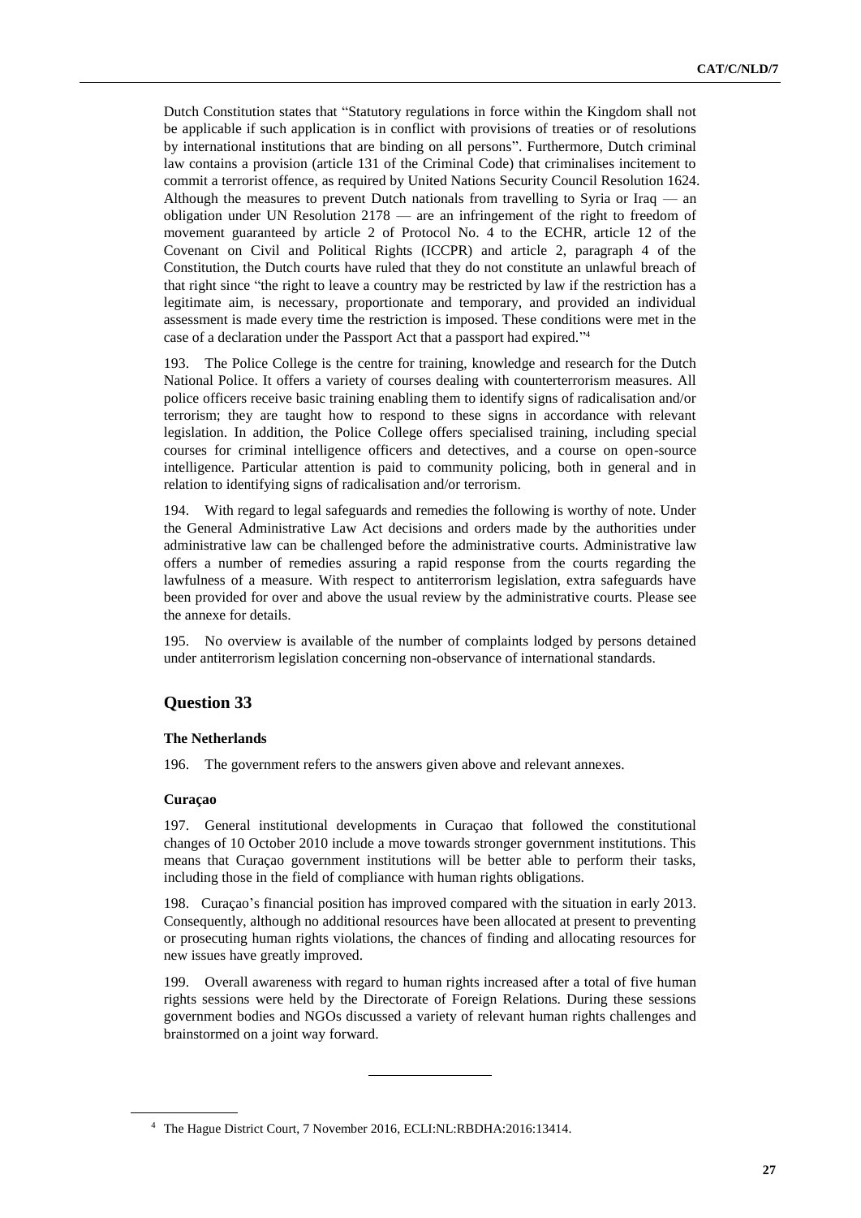Dutch Constitution states that "Statutory regulations in force within the Kingdom shall not be applicable if such application is in conflict with provisions of treaties or of resolutions by international institutions that are binding on all persons". Furthermore, Dutch criminal law contains a provision (article 131 of the Criminal Code) that criminalises incitement to commit a terrorist offence, as required by United Nations Security Council Resolution 1624. Although the measures to prevent Dutch nationals from travelling to Syria or Iraq — an obligation under UN Resolution 2178 — are an infringement of the right to freedom of movement guaranteed by article 2 of Protocol No. 4 to the ECHR, article 12 of the Covenant on Civil and Political Rights (ICCPR) and article 2, paragraph 4 of the Constitution, the Dutch courts have ruled that they do not constitute an unlawful breach of that right since "the right to leave a country may be restricted by law if the restriction has a legitimate aim, is necessary, proportionate and temporary, and provided an individual assessment is made every time the restriction is imposed. These conditions were met in the case of a declaration under the Passport Act that a passport had expired."[4]

193. The Police College is the centre for training, knowledge and research for the Dutch National Police. It offers a variety of courses dealing with counterterrorism measures. All police officers receive basic training enabling them to identify signs of radicalisation and/or terrorism; they are taught how to respond to these signs in accordance with relevant legislation. In addition, the Police College offers specialised training, including special courses for criminal intelligence officers and detectives, and a course on open-source intelligence. Particular attention is paid to community policing, both in general and in relation to identifying signs of radicalisation and/or terrorism.

194. With regard to legal safeguards and remedies the following is worthy of note. Under the General Administrative Law Act decisions and orders made by the authorities under administrative law can be challenged before the administrative courts. Administrative law offers a number of remedies assuring a rapid response from the courts regarding the lawfulness of a measure. With respect to antiterrorism legislation, extra safeguards have been provided for over and above the usual review by the administrative courts. Please see the annexe for details.

195. No overview is available of the number of complaints lodged by persons detained under antiterrorism legislation concerning non-observance of international standards.

## Question 33

### The Netherlands

196. The government refers to the answers given above and relevant annexes.

### Curaçao

197. General institutional developments in Curaçao that followed the constitutional changes of 10 October 2010 include a move towards stronger government institutions. This means that Curaçao government institutions will be better able to perform their tasks, including those in the field of compliance with human rights obligations.

198. Curaçao's financial position has improved compared with the situation in early 2013. Consequently, although no additional resources have been allocated at present to preventing or prosecuting human rights violations, the chances of finding and allocating resources for new issues have greatly improved.

199. Overall awareness with regard to human rights increased after a total of five human rights sessions were held by the Directorate of Foreign Relations. During these sessions government bodies and NGOs discussed a variety of relevant human rights challenges and brainstormed on a joint way forward.

---

[4] The Hague District Court, 7 November 2016, ECLI:NL:RBDHA:2016:13414.